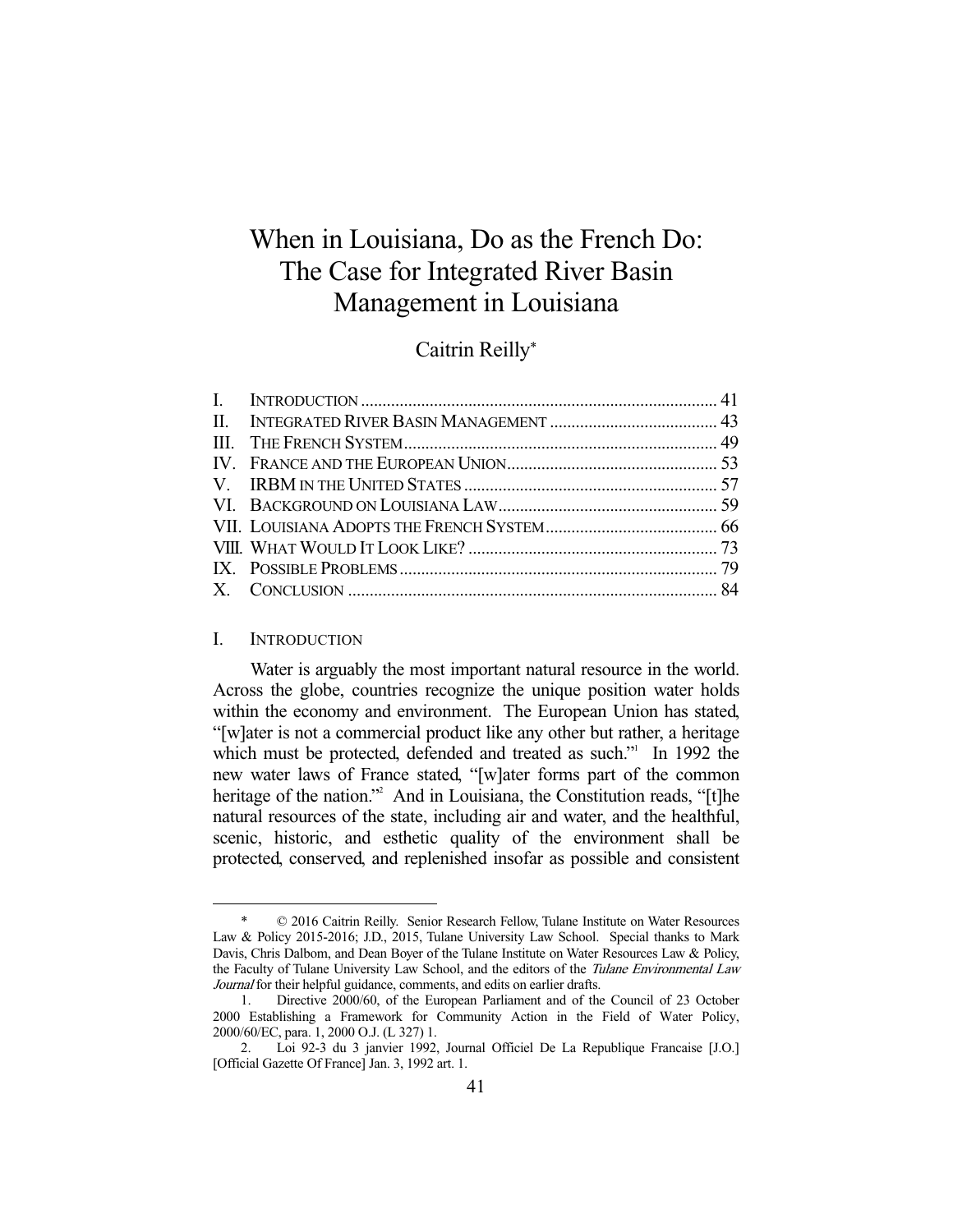# When in Louisiana, Do as the French Do: The Case for Integrated River Basin Management in Louisiana

Caitrin Reilly*

| | | |
|---|---|---|
| I. | INTRODUCTION | 41 |
| II. | INTEGRATED RIVER BASIN MANAGEMENT | 43 |
| III. | THE FRENCH SYSTEM | 49 |
| IV. | FRANCE AND THE EUROPEAN UNION | 53 |
| V. | IRBM IN THE UNITED STATES | 57 |
| VI. | BACKGROUND ON LOUISIANA LAW | 59 |
| VII. | LOUISIANA ADOPTS THE FRENCH SYSTEM | 66 |
| VIII. | WHAT WOULD IT LOOK LIKE? | 73 |
| IX. | POSSIBLE PROBLEMS | 79 |
| X. | CONCLUSION | 84 |

## I. INTRODUCTION

Water is arguably the most important natural resource in the world. Across the globe, countries recognize the unique position water holds within the economy and environment. The European Union has stated, "[w]ater is not a commercial product like any other but rather, a heritage which must be protected, defended and treated as such."[1] In 1992 the new water laws of France stated, "[w]ater forms part of the common heritage of the nation."[2] And in Louisiana, the Constitution reads, "[t]he natural resources of the state, including air and water, and the healthful, scenic, historic, and esthetic quality of the environment shall be protected, conserved, and replenished insofar as possible and consistent

---

\* © 2016 Caitrin Reilly. Senior Research Fellow, Tulane Institute on Water Resources Law & Policy 2015-2016; J.D., 2015, Tulane University Law School. Special thanks to Mark Davis, Chris Dalbom, and Dean Boyer of the Tulane Institute on Water Resources Law & Policy, the Faculty of Tulane University Law School, and the editors of the *Tulane Environmental Law Journal* for their helpful guidance, comments, and edits on earlier drafts.

1. Directive 2000/60, of the European Parliament and of the Council of 23 October 2000 Establishing a Framework for Community Action in the Field of Water Policy, 2000/60/EC, para. 1, 2000 O.J. (L 327) 1.

2. Loi 92-3 du 3 janvier 1992, Journal Officiel De La Republique Francaise [J.O.] [Official Gazette Of France] Jan. 3, 1992 art. 1.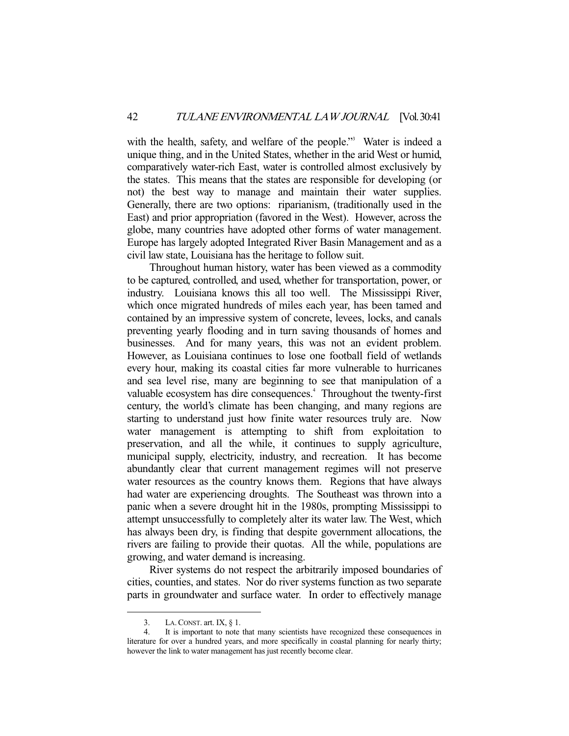with the health, safety, and welfare of the people."[3] Water is indeed a unique thing, and in the United States, whether in the arid West or humid, comparatively water-rich East, water is controlled almost exclusively by the states. This means that the states are responsible for developing (or not) the best way to manage and maintain their water supplies. Generally, there are two options: riparianism, (traditionally used in the East) and prior appropriation (favored in the West). However, across the globe, many countries have adopted other forms of water management. Europe has largely adopted Integrated River Basin Management and as a civil law state, Louisiana has the heritage to follow suit.

Throughout human history, water has been viewed as a commodity to be captured, controlled, and used, whether for transportation, power, or industry. Louisiana knows this all too well. The Mississippi River, which once migrated hundreds of miles each year, has been tamed and contained by an impressive system of concrete, levees, locks, and canals preventing yearly flooding and in turn saving thousands of homes and businesses. And for many years, this was not an evident problem. However, as Louisiana continues to lose one football field of wetlands every hour, making its coastal cities far more vulnerable to hurricanes and sea level rise, many are beginning to see that manipulation of a valuable ecosystem has dire consequences.[4] Throughout the twenty-first century, the world's climate has been changing, and many regions are starting to understand just how finite water resources truly are. Now water management is attempting to shift from exploitation to preservation, and all the while, it continues to supply agriculture, municipal supply, electricity, industry, and recreation. It has become abundantly clear that current management regimes will not preserve water resources as the country knows them. Regions that have always had water are experiencing droughts. The Southeast was thrown into a panic when a severe drought hit in the 1980s, prompting Mississippi to attempt unsuccessfully to completely alter its water law. The West, which has always been dry, is finding that despite government allocations, the rivers are failing to provide their quotas. All the while, populations are growing, and water demand is increasing.

River systems do not respect the arbitrarily imposed boundaries of cities, counties, and states. Nor do river systems function as two separate parts in groundwater and surface water. In order to effectively manage

---

3. LA. CONST. art. IX, § 1.

4. It is important to note that many scientists have recognized these consequences in literature for over a hundred years, and more specifically in coastal planning for nearly thirty; however the link to water management has just recently become clear.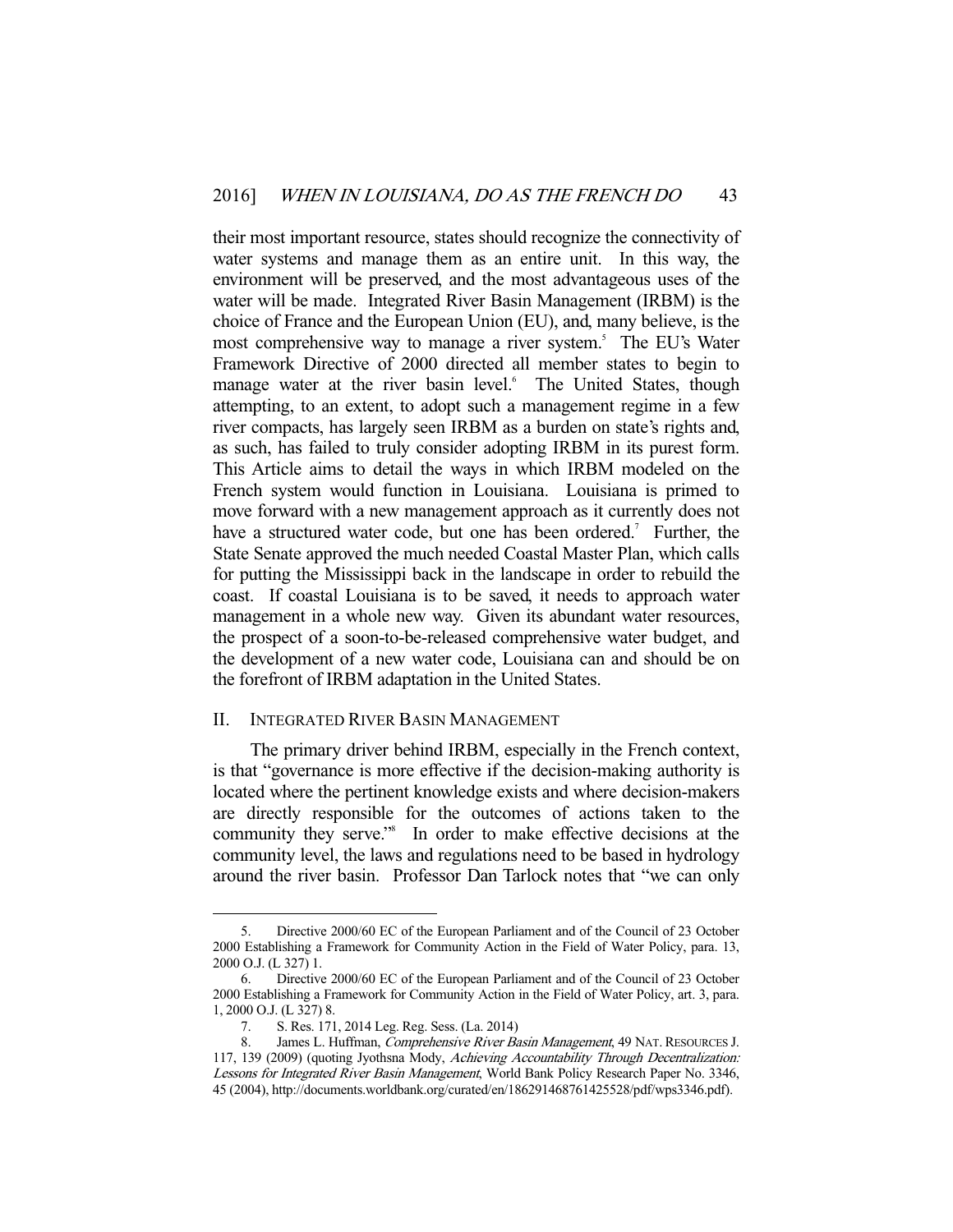their most important resource, states should recognize the connectivity of water systems and manage them as an entire unit. In this way, the environment will be preserved, and the most advantageous uses of the water will be made. Integrated River Basin Management (IRBM) is the choice of France and the European Union (EU), and, many believe, is the most comprehensive way to manage a river system.[5] The EU's Water Framework Directive of 2000 directed all member states to begin to manage water at the river basin level.[6] The United States, though attempting, to an extent, to adopt such a management regime in a few river compacts, has largely seen IRBM as a burden on state's rights and, as such, has failed to truly consider adopting IRBM in its purest form. This Article aims to detail the ways in which IRBM modeled on the French system would function in Louisiana. Louisiana is primed to move forward with a new management approach as it currently does not have a structured water code, but one has been ordered.[7] Further, the State Senate approved the much needed Coastal Master Plan, which calls for putting the Mississippi back in the landscape in order to rebuild the coast. If coastal Louisiana is to be saved, it needs to approach water management in a whole new way. Given its abundant water resources, the prospect of a soon-to-be-released comprehensive water budget, and the development of a new water code, Louisiana can and should be on the forefront of IRBM adaptation in the United States.

## II. INTEGRATED RIVER BASIN MANAGEMENT

The primary driver behind IRBM, especially in the French context, is that "governance is more effective if the decision-making authority is located where the pertinent knowledge exists and where decision-makers are directly responsible for the outcomes of actions taken to the community they serve."[8] In order to make effective decisions at the community level, the laws and regulations need to be based in hydrology around the river basin. Professor Dan Tarlock notes that "we can only

---

5. Directive 2000/60 EC of the European Parliament and of the Council of 23 October 2000 Establishing a Framework for Community Action in the Field of Water Policy, para. 13, 2000 O.J. (L 327) 1.

6. Directive 2000/60 EC of the European Parliament and of the Council of 23 October 2000 Establishing a Framework for Community Action in the Field of Water Policy, art. 3, para. 1, 2000 O.J. (L 327) 8.

7. S. Res. 171, 2014 Leg. Reg. Sess. (La. 2014)

8. James L. Huffman, *Comprehensive River Basin Management*, 49 NAT. RESOURCES J. 117, 139 (2009) (quoting Jyothsna Mody, *Achieving Accountability Through Decentralization: Lessons for Integrated River Basin Management*, World Bank Policy Research Paper No. 3346, 45 (2004), http://documents.worldbank.org/curated/en/186291468761425528/pdf/wps3346.pdf).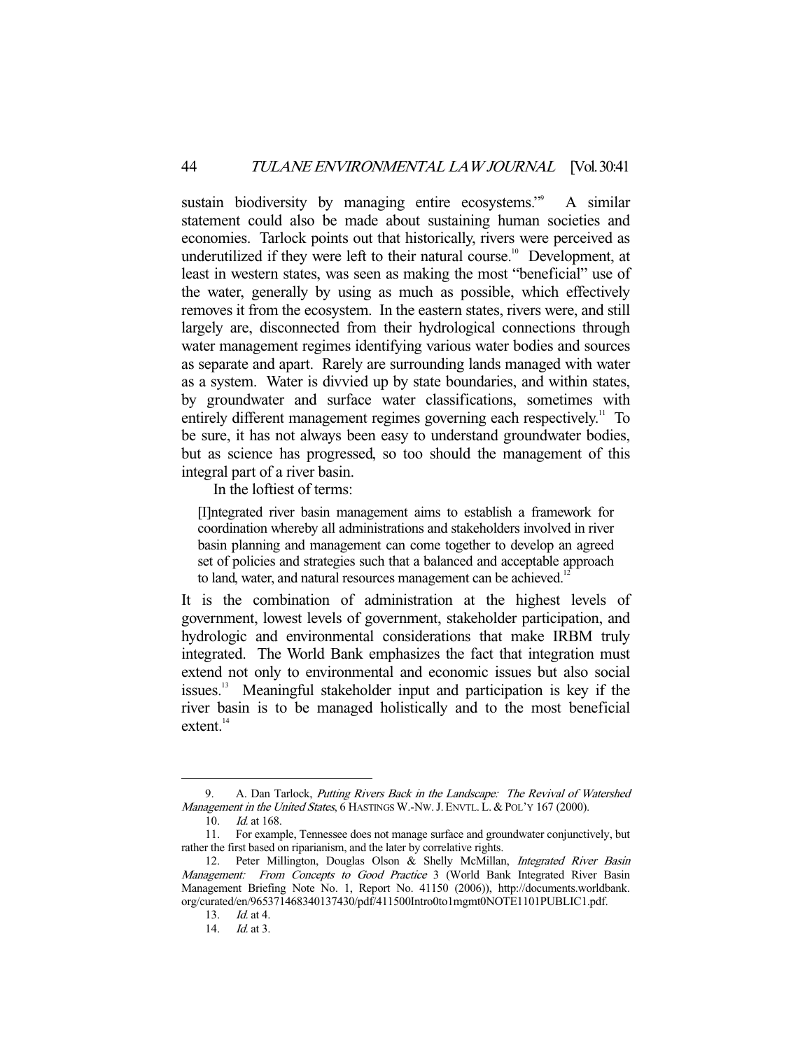sustain biodiversity by managing entire ecosystems."[9] A similar statement could also be made about sustaining human societies and economies. Tarlock points out that historically, rivers were perceived as underutilized if they were left to their natural course.[10] Development, at least in western states, was seen as making the most "beneficial" use of the water, generally by using as much as possible, which effectively removes it from the ecosystem. In the eastern states, rivers were, and still largely are, disconnected from their hydrological connections through water management regimes identifying various water bodies and sources as separate and apart. Rarely are surrounding lands managed with water as a system. Water is divvied up by state boundaries, and within states, by groundwater and surface water classifications, sometimes with entirely different management regimes governing each respectively.[11] To be sure, it has not always been easy to understand groundwater bodies, but as science has progressed, so too should the management of this integral part of a river basin.

In the loftiest of terms:

> [I]ntegrated river basin management aims to establish a framework for coordination whereby all administrations and stakeholders involved in river basin planning and management can come together to develop an agreed set of policies and strategies such that a balanced and acceptable approach to land, water, and natural resources management can be achieved.[12]

It is the combination of administration at the highest levels of government, lowest levels of government, stakeholder participation, and hydrologic and environmental considerations that make IRBM truly integrated. The World Bank emphasizes the fact that integration must extend not only to environmental and economic issues but also social issues.[13] Meaningful stakeholder input and participation is key if the river basin is to be managed holistically and to the most beneficial extent.[14]

---

9. A. Dan Tarlock, *Putting Rivers Back in the Landscape: The Revival of Watershed Management in the United States*, 6 HASTINGS W.-NW. J. ENVTL. L. & POL'Y 167 (2000).

10. *Id.* at 168.

11. For example, Tennessee does not manage surface and groundwater conjunctively, but rather the first based on riparianism, and the later by correlative rights.

12. Peter Millington, Douglas Olson & Shelly McMillan, *Integrated River Basin Management: From Concepts to Good Practice* 3 (World Bank Integrated River Basin Management Briefing Note No. 1, Report No. 41150 (2006)), http://documents.worldbank.org/curated/en/965371468340137430/pdf/411500Intro0to1mgmt0NOTE1101PUBLIC1.pdf.

13. *Id.* at 4.

14. *Id.* at 3.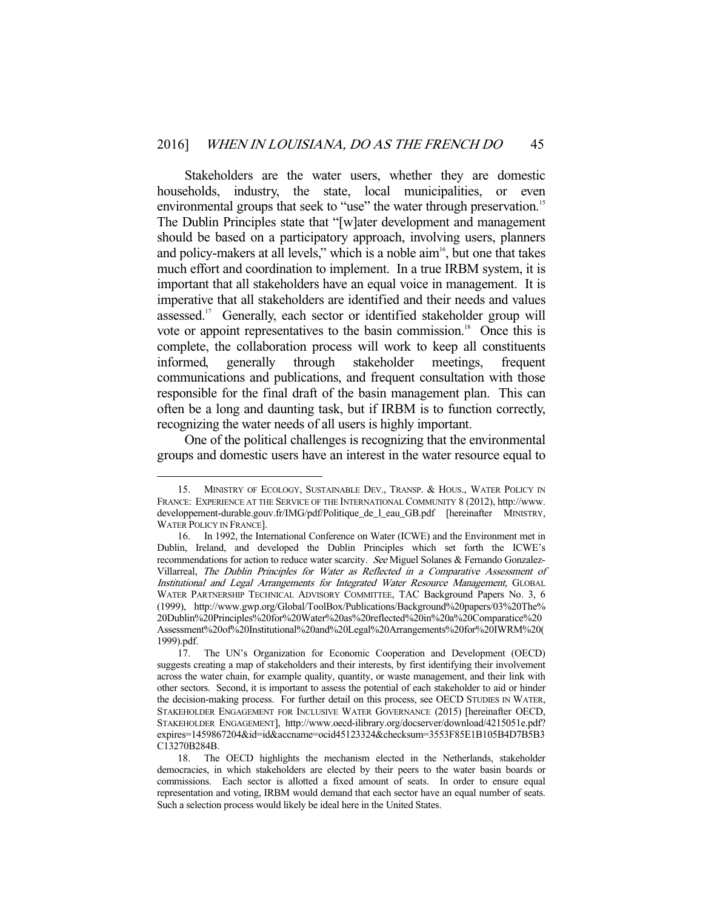Stakeholders are the water users, whether they are domestic households, industry, the state, local municipalities, or even environmental groups that seek to "use" the water through preservation.[15] The Dublin Principles state that "[w]ater development and management should be based on a participatory approach, involving users, planners and policy-makers at all levels," which is a noble aim[16], but one that takes much effort and coordination to implement. In a true IRBM system, it is important that all stakeholders have an equal voice in management. It is imperative that all stakeholders are identified and their needs and values assessed.[17] Generally, each sector or identified stakeholder group will vote or appoint representatives to the basin commission.[18] Once this is complete, the collaboration process will work to keep all constituents informed, generally through stakeholder meetings, frequent communications and publications, and frequent consultation with those responsible for the final draft of the basin management plan. This can often be a long and daunting task, but if IRBM is to function correctly, recognizing the water needs of all users is highly important.

One of the political challenges is recognizing that the environmental groups and domestic users have an interest in the water resource equal to

---

15. MINISTRY OF ECOLOGY, SUSTAINABLE DEV., TRANSP. & HOUS., WATER POLICY IN FRANCE: EXPERIENCE AT THE SERVICE OF THE INTERNATIONAL COMMUNITY 8 (2012), http://www.developpement-durable.gouv.fr/IMG/pdf/Politique_de_l_eau_GB.pdf [hereinafter MINISTRY, WATER POLICY IN FRANCE].

16. In 1992, the International Conference on Water (ICWE) and the Environment met in Dublin, Ireland, and developed the Dublin Principles which set forth the ICWE's recommendations for action to reduce water scarcity. *See* Miguel Solanes & Fernando Gonzalez-Villarreal, *The Dublin Principles for Water as Reflected in a Comparative Assessment of Institutional and Legal Arrangements for Integrated Water Resource Management*, GLOBAL WATER PARTNERSHIP TECHNICAL ADVISORY COMMITTEE, TAC Background Papers No. 3, 6 (1999), http://www.gwp.org/Global/ToolBox/Publications/Background%20papers/03%20The%20Dublin%20Principles%20for%20Water%20as%20reflected%20in%20a%20Comparatice%20Assessment%20of%20Institutional%20and%20Legal%20Arrangements%20for%20IWRM%20(1999).pdf.

17. The UN's Organization for Economic Cooperation and Development (OECD) suggests creating a map of stakeholders and their interests, by first identifying their involvement across the water chain, for example quality, quantity, or waste management, and their link with other sectors. Second, it is important to assess the potential of each stakeholder to aid or hinder the decision-making process. For further detail on this process, see OECD STUDIES IN WATER, STAKEHOLDER ENGAGEMENT FOR INCLUSIVE WATER GOVERNANCE (2015) [hereinafter OECD, STAKEHOLDER ENGAGEMENT], http://www.oecd-ilibrary.org/docserver/download/4215051e.pdf?expires=1459867204&id=id&accname=ocid45123324&checksum=3553F85E1B105B4D7B5B3C13270B284B.

18. The OECD highlights the mechanism elected in the Netherlands, stakeholder democracies, in which stakeholders are elected by their peers to the water basin boards or commissions. Each sector is allotted a fixed amount of seats. In order to ensure equal representation and voting, IRBM would demand that each sector have an equal number of seats. Such a selection process would likely be ideal here in the United States.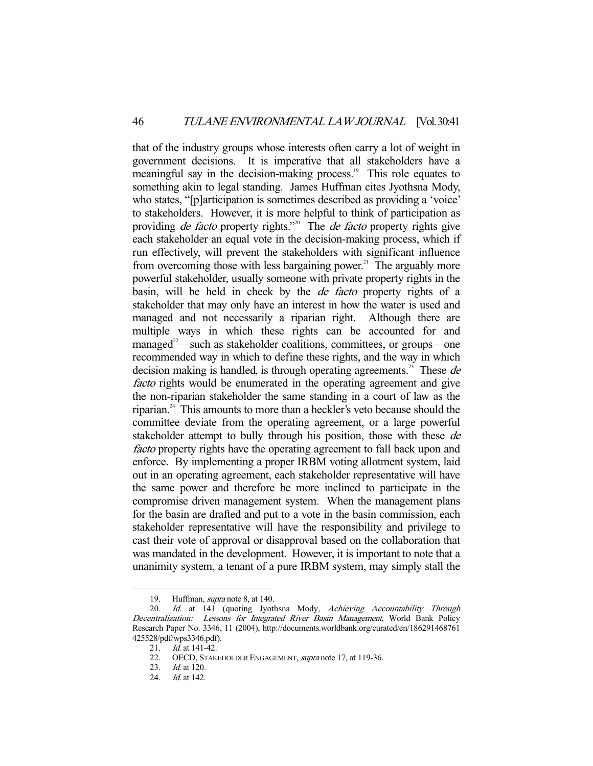that of the industry groups whose interests often carry a lot of weight in government decisions. It is imperative that all stakeholders have a meaningful say in the decision-making process.[19] This role equates to something akin to legal standing. James Huffman cites Jyothsna Mody, who states, "[p]articipation is sometimes described as providing a 'voice' to stakeholders. However, it is more helpful to think of participation as providing *de facto* property rights."[20] The *de facto* property rights give each stakeholder an equal vote in the decision-making process, which if run effectively, will prevent the stakeholders with significant influence from overcoming those with less bargaining power.[21] The arguably more powerful stakeholder, usually someone with private property rights in the basin, will be held in check by the *de facto* property rights of a stakeholder that may only have an interest in how the water is used and managed and not necessarily a riparian right. Although there are multiple ways in which these rights can be accounted for and managed[22]—such as stakeholder coalitions, committees, or groups—one recommended way in which to define these rights, and the way in which decision making is handled, is through operating agreements.[23] These *de facto* rights would be enumerated in the operating agreement and give the non-riparian stakeholder the same standing in a court of law as the riparian.[24] This amounts to more than a heckler's veto because should the committee deviate from the operating agreement, or a large powerful stakeholder attempt to bully through his position, those with these *de facto* property rights have the operating agreement to fall back upon and enforce. By implementing a proper IRBM voting allotment system, laid out in an operating agreement, each stakeholder representative will have the same power and therefore be more inclined to participate in the compromise driven management system. When the management plans for the basin are drafted and put to a vote in the basin commission, each stakeholder representative will have the responsibility and privilege to cast their vote of approval or disapproval based on the collaboration that was mandated in the development. However, it is important to note that a unanimity system, a tenant of a pure IRBM system, may simply stall the

---

19. Huffman, *supra* note 8, at 140.

20. *Id.* at 141 (quoting Jyothsna Mody, *Achieving Accountability Through Decentralization: Lessons for Integrated River Basin Management*, World Bank Policy Research Paper No. 3346, 11 (2004), http://documents.worldbank.org/curated/en/186291468761425528/pdf/wps3346.pdf).

21. *Id.* at 141-42.

22. OECD, STAKEHOLDER ENGAGEMENT, *supra* note 17, at 119-36.

23. *Id.* at 120.

24. *Id.* at 142.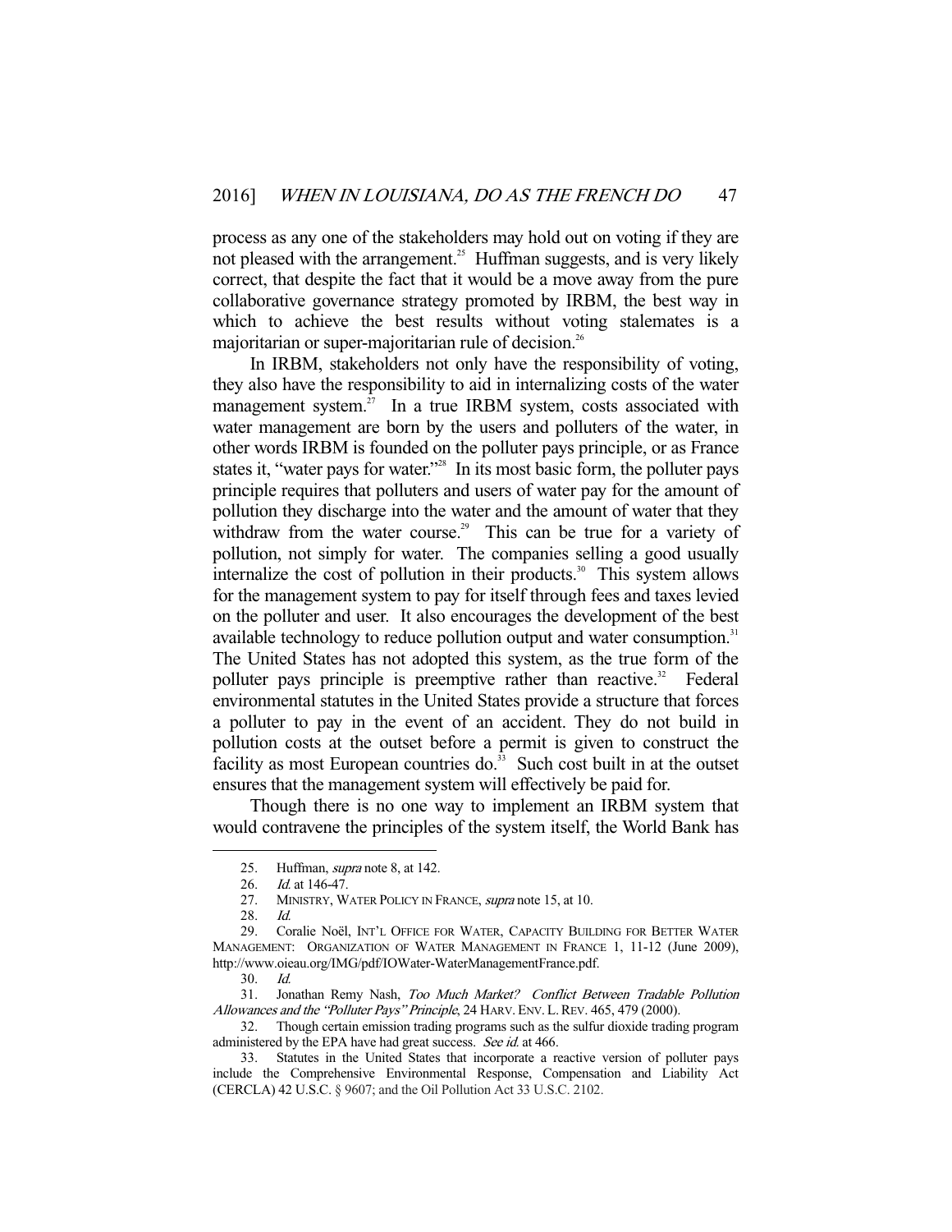process as any one of the stakeholders may hold out on voting if they are not pleased with the arrangement.[25] Huffman suggests, and is very likely correct, that despite the fact that it would be a move away from the pure collaborative governance strategy promoted by IRBM, the best way in which to achieve the best results without voting stalemates is a majoritarian or super-majoritarian rule of decision.[26]

In IRBM, stakeholders not only have the responsibility of voting, they also have the responsibility to aid in internalizing costs of the water management system.[27] In a true IRBM system, costs associated with water management are born by the users and polluters of the water, in other words IRBM is founded on the polluter pays principle, or as France states it, "water pays for water."[28] In its most basic form, the polluter pays principle requires that polluters and users of water pay for the amount of pollution they discharge into the water and the amount of water that they withdraw from the water course.[29] This can be true for a variety of pollution, not simply for water. The companies selling a good usually internalize the cost of pollution in their products.[30] This system allows for the management system to pay for itself through fees and taxes levied on the polluter and user. It also encourages the development of the best available technology to reduce pollution output and water consumption.[31] The United States has not adopted this system, as the true form of the polluter pays principle is preemptive rather than reactive.[32] Federal environmental statutes in the United States provide a structure that forces a polluter to pay in the event of an accident. They do not build in pollution costs at the outset before a permit is given to construct the facility as most European countries do.[33] Such cost built in at the outset ensures that the management system will effectively be paid for.

Though there is no one way to implement an IRBM system that would contravene the principles of the system itself, the World Bank has

---

25. Huffman, *supra* note 8, at 142.

26. *Id.* at 146-47.

27. MINISTRY, WATER POLICY IN FRANCE, *supra* note 15, at 10.

28. *Id.*

29. Coralie Noël, INT'L OFFICE FOR WATER, CAPACITY BUILDING FOR BETTER WATER MANAGEMENT: ORGANIZATION OF WATER MANAGEMENT IN FRANCE 1, 11-12 (June 2009), http://www.oieau.org/IMG/pdf/IOWater-WaterManagementFrance.pdf.

30. *Id.*

31. Jonathan Remy Nash, *Too Much Market? Conflict Between Tradable Pollution Allowances and the "Polluter Pays" Principle*, 24 HARV. ENV. L. REV. 465, 479 (2000).

32. Though certain emission trading programs such as the sulfur dioxide trading program administered by the EPA have had great success. *See id.* at 466.

33. Statutes in the United States that incorporate a reactive version of polluter pays include the Comprehensive Environmental Response, Compensation and Liability Act (CERCLA) 42 U.S.C. § 9607; and the Oil Pollution Act 33 U.S.C. 2102.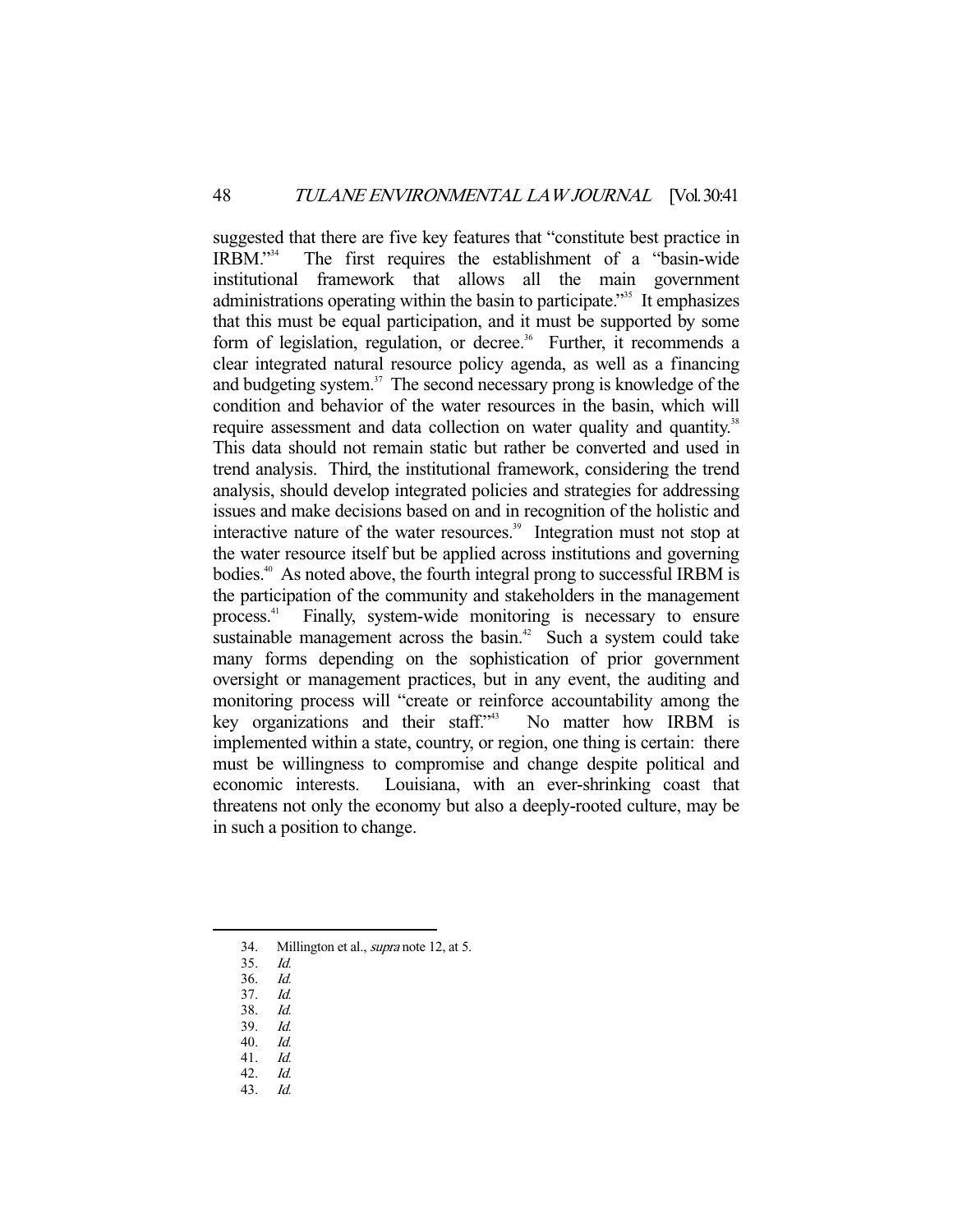suggested that there are five key features that "constitute best practice in IRBM."[34] The first requires the establishment of a "basin-wide institutional framework that allows all the main government administrations operating within the basin to participate."[35] It emphasizes that this must be equal participation, and it must be supported by some form of legislation, regulation, or decree.[36] Further, it recommends a clear integrated natural resource policy agenda, as well as a financing and budgeting system.[37] The second necessary prong is knowledge of the condition and behavior of the water resources in the basin, which will require assessment and data collection on water quality and quantity.[38] This data should not remain static but rather be converted and used in trend analysis. Third, the institutional framework, considering the trend analysis, should develop integrated policies and strategies for addressing issues and make decisions based on and in recognition of the holistic and interactive nature of the water resources.[39] Integration must not stop at the water resource itself but be applied across institutions and governing bodies.[40] As noted above, the fourth integral prong to successful IRBM is the participation of the community and stakeholders in the management process.[41] Finally, system-wide monitoring is necessary to ensure sustainable management across the basin.[42] Such a system could take many forms depending on the sophistication of prior government oversight or management practices, but in any event, the auditing and monitoring process will "create or reinforce accountability among the key organizations and their staff."[43] No matter how IRBM is implemented within a state, country, or region, one thing is certain: there must be willingness to compromise and change despite political and economic interests. Louisiana, with an ever-shrinking coast that threatens not only the economy but also a deeply-rooted culture, may be in such a position to change.

---

34. Millington et al., *supra* note 12, at 5.
35. *Id.*
36. *Id.*
37. *Id.*
38. *Id.*
39. *Id.*
40. *Id.*
41. *Id.*
42. *Id.*
43. *Id.*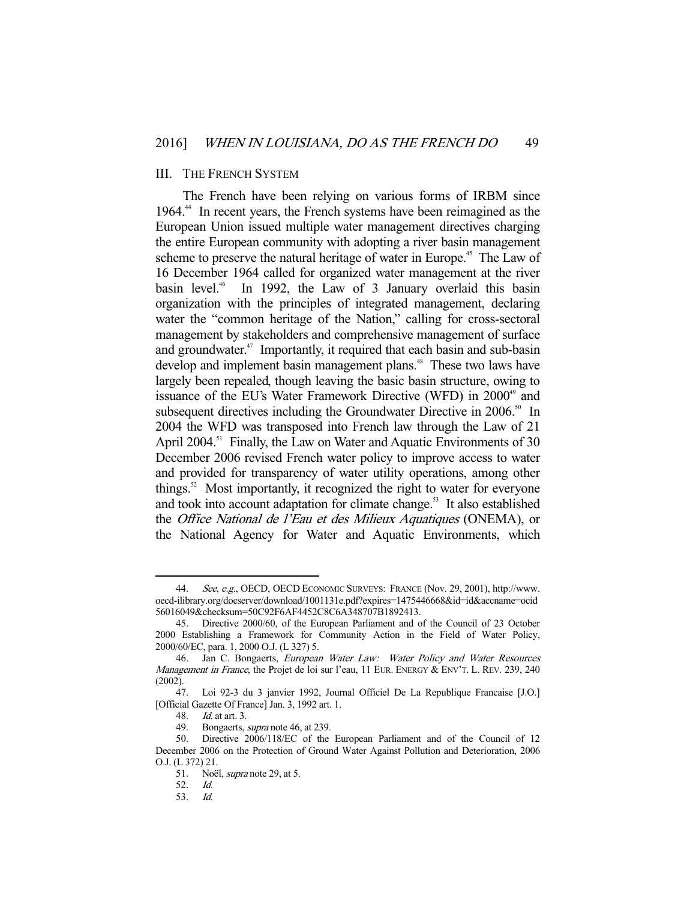## III. THE FRENCH SYSTEM

The French have been relying on various forms of IRBM since 1964.[44] In recent years, the French systems have been reimagined as the European Union issued multiple water management directives charging the entire European community with adopting a river basin management scheme to preserve the natural heritage of water in Europe.[45] The Law of 16 December 1964 called for organized water management at the river basin level.[46] In 1992, the Law of 3 January overlaid this basin organization with the principles of integrated management, declaring water the "common heritage of the Nation," calling for cross-sectoral management by stakeholders and comprehensive management of surface and groundwater.[47] Importantly, it required that each basin and sub-basin develop and implement basin management plans.[48] These two laws have largely been repealed, though leaving the basic basin structure, owing to issuance of the EU's Water Framework Directive (WFD) in 2000[49] and subsequent directives including the Groundwater Directive in 2006.[50] In 2004 the WFD was transposed into French law through the Law of 21 April 2004.[51] Finally, the Law on Water and Aquatic Environments of 30 December 2006 revised French water policy to improve access to water and provided for transparency of water utility operations, among other things.[52] Most importantly, it recognized the right to water for everyone and took into account adaptation for climate change.[53] It also established the *Office National de l'Eau et des Milieux Aquatiques* (ONEMA), or the National Agency for Water and Aquatic Environments, which

---

44. *See, e.g.*, OECD, OECD ECONOMIC SURVEYS: FRANCE (Nov. 29, 2001), http://www.oecd-ilibrary.org/docserver/download/1001131e.pdf?expires=1475446668&id=id&accname=ocid56016049&checksum=50C92F6AF4452C8C6A348707B1892413.

45. Directive 2000/60, of the European Parliament and of the Council of 23 October 2000 Establishing a Framework for Community Action in the Field of Water Policy, 2000/60/EC, para. 1, 2000 O.J. (L 327) 5.

46. Jan C. Bongaerts, *European Water Law: Water Policy and Water Resources Management in France*, the Projet de loi sur l'eau, 11 EUR. ENERGY & ENV'T. L. REV. 239, 240 (2002).

47. Loi 92-3 du 3 janvier 1992, Journal Officiel De La Republique Francaise [J.O.] [Official Gazette Of France] Jan. 3, 1992 art. 1.

48. *Id.* at art. 3.

49. Bongaerts, *supra* note 46, at 239.

50. Directive 2006/118/EC of the European Parliament and of the Council of 12 December 2006 on the Protection of Ground Water Against Pollution and Deterioration, 2006 O.J. (L 372) 21.

51. Noël, *supra* note 29, at 5.

52. *Id.*

53. *Id.*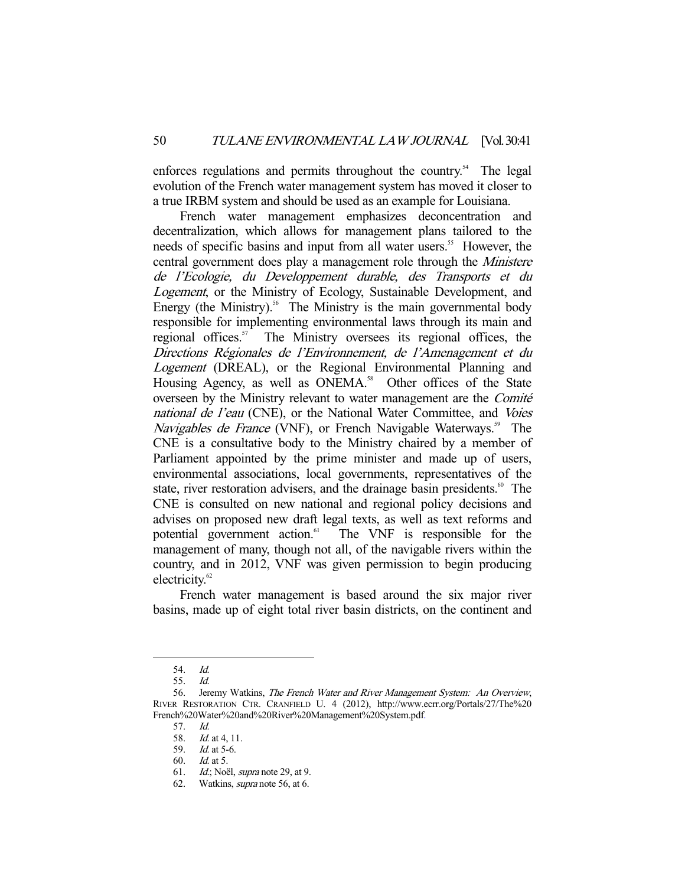enforces regulations and permits throughout the country.[54] The legal evolution of the French water management system has moved it closer to a true IRBM system and should be used as an example for Louisiana.

French water management emphasizes deconcentration and decentralization, which allows for management plans tailored to the needs of specific basins and input from all water users.[55] However, the central government does play a management role through the *Ministere de l'Ecologie, du Developpement durable, des Transports et du Logement*, or the Ministry of Ecology, Sustainable Development, and Energy (the Ministry).[56] The Ministry is the main governmental body responsible for implementing environmental laws through its main and regional offices.[57] The Ministry oversees its regional offices, the *Directions Régionales de l'Environnement, de l'Amenagement et du Logement* (DREAL), or the Regional Environmental Planning and Housing Agency, as well as ONEMA.[58] Other offices of the State overseen by the Ministry relevant to water management are the *Comité national de l'eau* (CNE), or the National Water Committee, and *Voies Navigables de France* (VNF), or French Navigable Waterways.[59] The CNE is a consultative body to the Ministry chaired by a member of Parliament appointed by the prime minister and made up of users, environmental associations, local governments, representatives of the state, river restoration advisers, and the drainage basin presidents.[60] The CNE is consulted on new national and regional policy decisions and advises on proposed new draft legal texts, as well as text reforms and potential government action.[61] The VNF is responsible for the management of many, though not all, of the navigable rivers within the country, and in 2012, VNF was given permission to begin producing electricity.[62]

French water management is based around the six major river basins, made up of eight total river basin districts, on the continent and

---

54. *Id.*

55. *Id.*

56. Jeremy Watkins, *The French Water and River Management System: An Overview*, RIVER RESTORATION CTR. CRANFIELD U. 4 (2012), http://www.ecrr.org/Portals/27/The%20French%20Water%20and%20River%20Management%20System.pdf.

57. *Id.*

58. *Id.* at 4, 11.

59. *Id.* at 5-6.

60. *Id.* at 5.

61. *Id.*; Noël, *supra* note 29, at 9.

62. Watkins, *supra* note 56, at 6.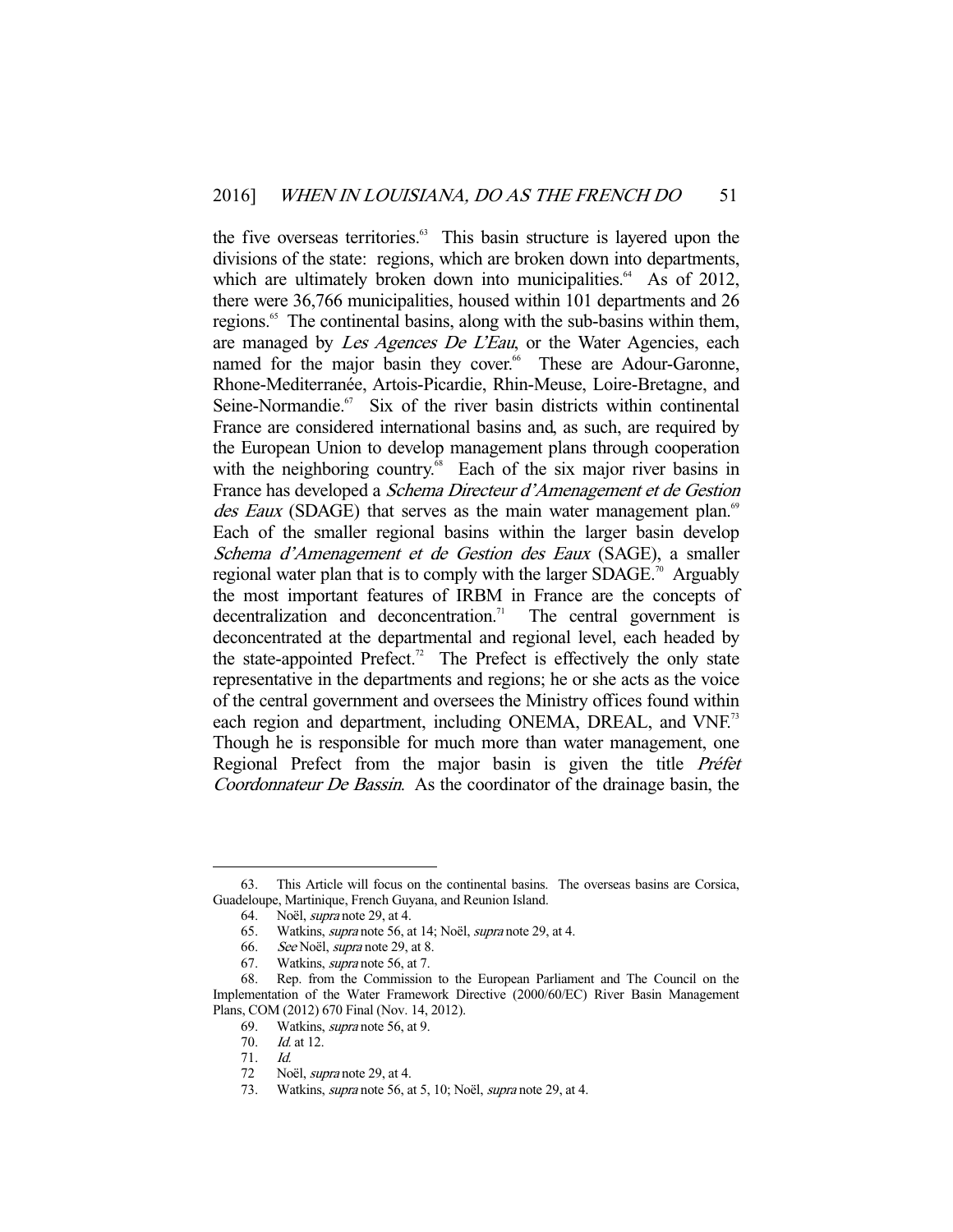the five overseas territories.[63] This basin structure is layered upon the divisions of the state: regions, which are broken down into departments, which are ultimately broken down into municipalities.[64] As of 2012, there were 36,766 municipalities, housed within 101 departments and 26 regions.[65] The continental basins, along with the sub-basins within them, are managed by *Les Agences De L'Eau*, or the Water Agencies, each named for the major basin they cover.[66] These are Adour-Garonne, Rhone-Mediterranée, Artois-Picardie, Rhin-Meuse, Loire-Bretagne, and Seine-Normandie.[67] Six of the river basin districts within continental France are considered international basins and, as such, are required by the European Union to develop management plans through cooperation with the neighboring country.[68] Each of the six major river basins in France has developed a *Schema Directeur d'Amenagement et de Gestion des Eaux* (SDAGE) that serves as the main water management plan.[69] Each of the smaller regional basins within the larger basin develop *Schema d'Amenagement et de Gestion des Eaux* (SAGE), a smaller regional water plan that is to comply with the larger SDAGE.[70] Arguably the most important features of IRBM in France are the concepts of decentralization and deconcentration.[71] The central government is deconcentrated at the departmental and regional level, each headed by the state-appointed Prefect.[72] The Prefect is effectively the only state representative in the departments and regions; he or she acts as the voice of the central government and oversees the Ministry offices found within each region and department, including ONEMA, DREAL, and VNF.[73] Though he is responsible for much more than water management, one Regional Prefect from the major basin is given the title *Préfet Coordonnateur De Bassin*. As the coordinator of the drainage basin, the

---

63. This Article will focus on the continental basins. The overseas basins are Corsica, Guadeloupe, Martinique, French Guyana, and Reunion Island.

64. Noël, *supra* note 29, at 4.

65. Watkins, *supra* note 56, at 14; Noël, *supra* note 29, at 4.

66. *See* Noël, *supra* note 29, at 8.

67. Watkins, *supra* note 56, at 7.

68. Rep. from the Commission to the European Parliament and The Council on the Implementation of the Water Framework Directive (2000/60/EC) River Basin Management Plans, COM (2012) 670 Final (Nov. 14, 2012).

69. Watkins, *supra* note 56, at 9.

70. *Id.* at 12.

71. *Id.*

72 Noël, *supra* note 29, at 4.

73. Watkins, *supra* note 56, at 5, 10; Noël, *supra* note 29, at 4.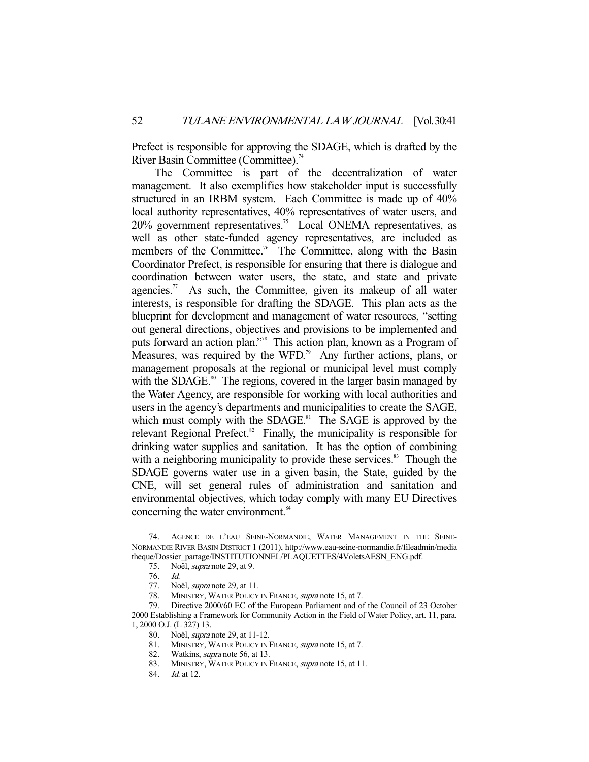Prefect is responsible for approving the SDAGE, which is drafted by the River Basin Committee (Committee).[74]

The Committee is part of the decentralization of water management. It also exemplifies how stakeholder input is successfully structured in an IRBM system. Each Committee is made up of 40% local authority representatives, 40% representatives of water users, and 20% government representatives.[75] Local ONEMA representatives, as well as other state-funded agency representatives, are included as members of the Committee.[76] The Committee, along with the Basin Coordinator Prefect, is responsible for ensuring that there is dialogue and coordination between water users, the state, and state and private agencies.[77] As such, the Committee, given its makeup of all water interests, is responsible for drafting the SDAGE. This plan acts as the blueprint for development and management of water resources, "setting out general directions, objectives and provisions to be implemented and puts forward an action plan."[78] This action plan, known as a Program of Measures, was required by the WFD.[79] Any further actions, plans, or management proposals at the regional or municipal level must comply with the SDAGE.[80] The regions, covered in the larger basin managed by the Water Agency, are responsible for working with local authorities and users in the agency's departments and municipalities to create the SAGE, which must comply with the SDAGE.[81] The SAGE is approved by the relevant Regional Prefect.[82] Finally, the municipality is responsible for drinking water supplies and sanitation. It has the option of combining with a neighboring municipality to provide these services.[83] Though the SDAGE governs water use in a given basin, the State, guided by the CNE, will set general rules of administration and sanitation and environmental objectives, which today comply with many EU Directives concerning the water environment.[84]

---

74. AGENCE DE L'EAU SEINE-NORMANDIE, WATER MANAGEMENT IN THE SEINE-NORMANDIE RIVER BASIN DISTRICT 1 (2011), http://www.eau-seine-normandie.fr/fileadmin/mediatheque/Dossier_partage/INSTITUTIONNEL/PLAQUETTES/4VoletsAESN_ENG.pdf.

75. Noël, *supra* note 29, at 9.

76. *Id.*

77. Noël, *supra* note 29, at 11.

78. MINISTRY, WATER POLICY IN FRANCE, *supra* note 15, at 7.

79. Directive 2000/60 EC of the European Parliament and of the Council of 23 October 2000 Establishing a Framework for Community Action in the Field of Water Policy, art. 11, para. 1, 2000 O.J. (L 327) 13.

80. Noël, *supra* note 29, at 11-12.

81. MINISTRY, WATER POLICY IN FRANCE, *supra* note 15, at 7.

82. Watkins, *supra* note 56, at 13.

83. MINISTRY, WATER POLICY IN FRANCE, *supra* note 15, at 11.

84. *Id.* at 12.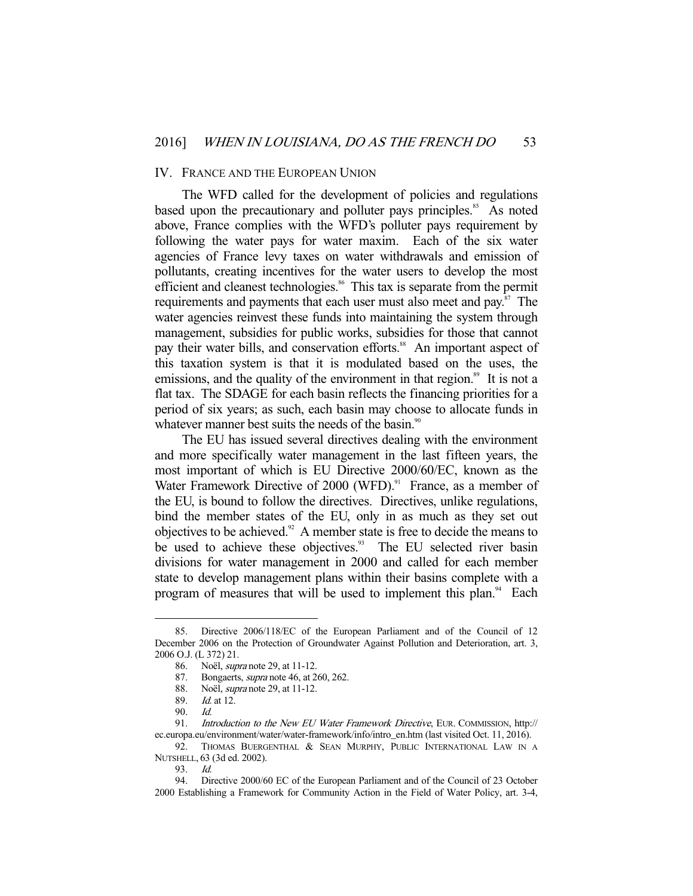## IV. FRANCE AND THE EUROPEAN UNION

The WFD called for the development of policies and regulations based upon the precautionary and polluter pays principles.[85] As noted above, France complies with the WFD's polluter pays requirement by following the water pays for water maxim. Each of the six water agencies of France levy taxes on water withdrawals and emission of pollutants, creating incentives for the water users to develop the most efficient and cleanest technologies.[86] This tax is separate from the permit requirements and payments that each user must also meet and pay.[87] The water agencies reinvest these funds into maintaining the system through management, subsidies for public works, subsidies for those that cannot pay their water bills, and conservation efforts.[88] An important aspect of this taxation system is that it is modulated based on the uses, the emissions, and the quality of the environment in that region.[89] It is not a flat tax. The SDAGE for each basin reflects the financing priorities for a period of six years; as such, each basin may choose to allocate funds in whatever manner best suits the needs of the basin.[90]

The EU has issued several directives dealing with the environment and more specifically water management in the last fifteen years, the most important of which is EU Directive 2000/60/EC, known as the Water Framework Directive of 2000 (WFD).[91] France, as a member of the EU, is bound to follow the directives. Directives, unlike regulations, bind the member states of the EU, only in as much as they set out objectives to be achieved.[92] A member state is free to decide the means to be used to achieve these objectives.[93] The EU selected river basin divisions for water management in 2000 and called for each member state to develop management plans within their basins complete with a program of measures that will be used to implement this plan.[94] Each

---

85. Directive 2006/118/EC of the European Parliament and of the Council of 12 December 2006 on the Protection of Groundwater Against Pollution and Deterioration, art. 3, 2006 O.J. (L 372) 21.

86. Noël, *supra* note 29, at 11-12.

87. Bongaerts, *supra* note 46, at 260, 262.

88. Noël, *supra* note 29, at 11-12.

89. *Id.* at 12.

90. *Id.*

91. *Introduction to the New EU Water Framework Directive*, EUR. COMMISSION, http://ec.europa.eu/environment/water/water-framework/info/intro_en.htm (last visited Oct. 11, 2016).

92. THOMAS BUERGENTHAL & SEAN MURPHY, PUBLIC INTERNATIONAL LAW IN A NUTSHELL, 63 (3d ed. 2002).

93. *Id.*

94. Directive 2000/60 EC of the European Parliament and of the Council of 23 October 2000 Establishing a Framework for Community Action in the Field of Water Policy, art. 3-4,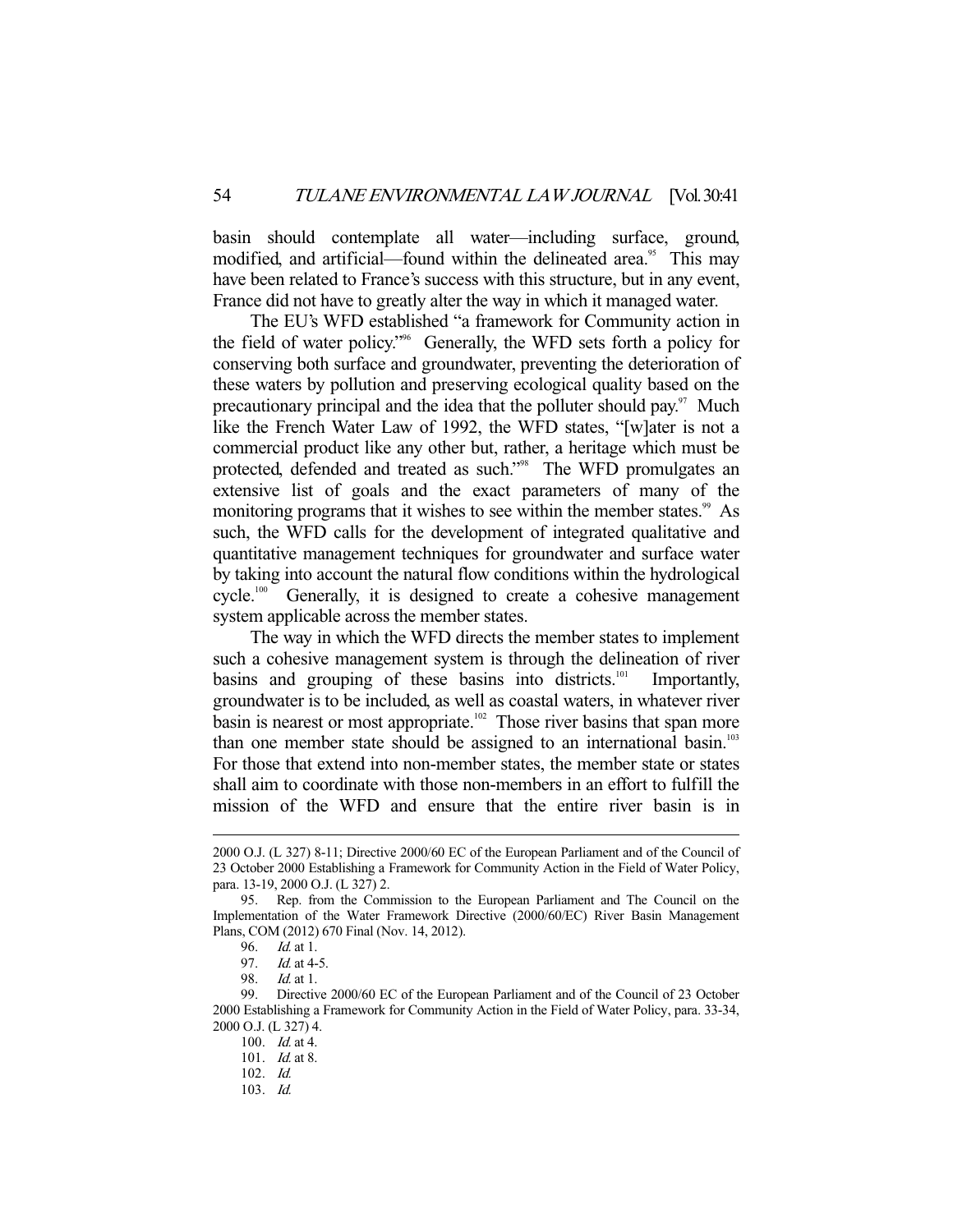basin should contemplate all water—including surface, ground, modified, and artificial—found within the delineated area.[95] This may have been related to France's success with this structure, but in any event, France did not have to greatly alter the way in which it managed water.

The EU's WFD established "a framework for Community action in the field of water policy."[96] Generally, the WFD sets forth a policy for conserving both surface and groundwater, preventing the deterioration of these waters by pollution and preserving ecological quality based on the precautionary principal and the idea that the polluter should pay.[97] Much like the French Water Law of 1992, the WFD states, "[w]ater is not a commercial product like any other but, rather, a heritage which must be protected, defended and treated as such."[98] The WFD promulgates an extensive list of goals and the exact parameters of many of the monitoring programs that it wishes to see within the member states.[99] As such, the WFD calls for the development of integrated qualitative and quantitative management techniques for groundwater and surface water by taking into account the natural flow conditions within the hydrological cycle.[100] Generally, it is designed to create a cohesive management system applicable across the member states.

The way in which the WFD directs the member states to implement such a cohesive management system is through the delineation of river basins and grouping of these basins into districts.[101] Importantly, groundwater is to be included, as well as coastal waters, in whatever river basin is nearest or most appropriate.[102] Those river basins that span more than one member state should be assigned to an international basin.[103] For those that extend into non-member states, the member state or states shall aim to coordinate with those non-members in an effort to fulfill the mission of the WFD and ensure that the entire river basin is in

---

2000 O.J. (L 327) 8-11; Directive 2000/60 EC of the European Parliament and of the Council of 23 October 2000 Establishing a Framework for Community Action in the Field of Water Policy, para. 13-19, 2000 O.J. (L 327) 2.

95. Rep. from the Commission to the European Parliament and The Council on the Implementation of the Water Framework Directive (2000/60/EC) River Basin Management Plans, COM (2012) 670 Final (Nov. 14, 2012).

96. *Id.* at 1.

97. *Id.* at 4-5.

98. *Id.* at 1.

99. Directive 2000/60 EC of the European Parliament and of the Council of 23 October 2000 Establishing a Framework for Community Action in the Field of Water Policy, para. 33-34, 2000 O.J. (L 327) 4.

100. *Id.* at 4.

101. *Id.* at 8.

102. *Id.*

103. *Id.*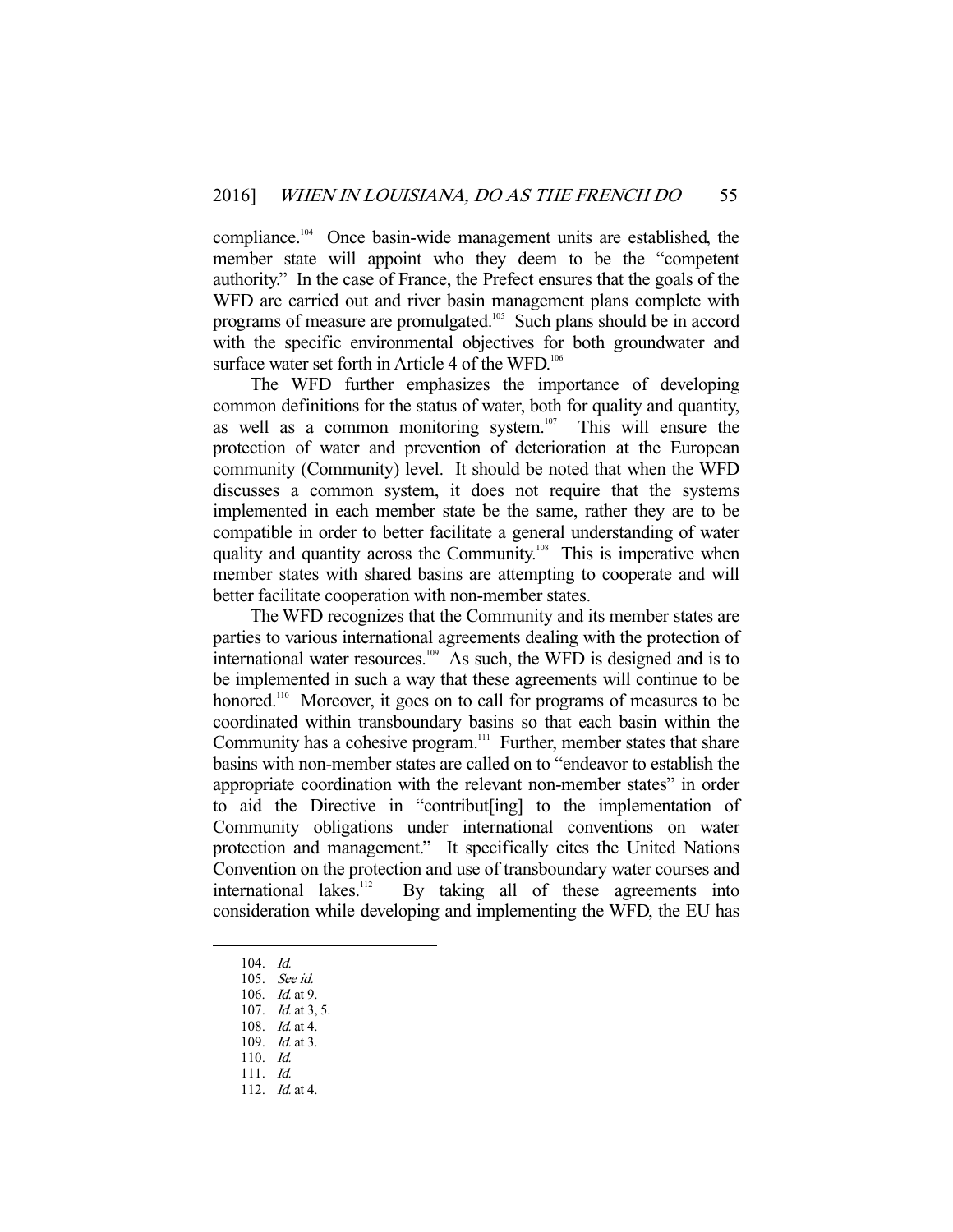compliance.[104] Once basin-wide management units are established, the member state will appoint who they deem to be the "competent authority." In the case of France, the Prefect ensures that the goals of the WFD are carried out and river basin management plans complete with programs of measure are promulgated.[105] Such plans should be in accord with the specific environmental objectives for both groundwater and surface water set forth in Article 4 of the WFD.[106]

The WFD further emphasizes the importance of developing common definitions for the status of water, both for quality and quantity, as well as a common monitoring system.[107] This will ensure the protection of water and prevention of deterioration at the European community (Community) level. It should be noted that when the WFD discusses a common system, it does not require that the systems implemented in each member state be the same, rather they are to be compatible in order to better facilitate a general understanding of water quality and quantity across the Community.[108] This is imperative when member states with shared basins are attempting to cooperate and will better facilitate cooperation with non-member states.

The WFD recognizes that the Community and its member states are parties to various international agreements dealing with the protection of international water resources.[109] As such, the WFD is designed and is to be implemented in such a way that these agreements will continue to be honored.[110] Moreover, it goes on to call for programs of measures to be coordinated within transboundary basins so that each basin within the Community has a cohesive program.[111] Further, member states that share basins with non-member states are called on to "endeavor to establish the appropriate coordination with the relevant non-member states" in order to aid the Directive in "contribut[ing] to the implementation of Community obligations under international conventions on water protection and management." It specifically cites the United Nations Convention on the protection and use of transboundary water courses and international lakes.[112] By taking all of these agreements into consideration while developing and implementing the WFD, the EU has

---

104. *Id.*
105. *See id.*
106. *Id.* at 9.
107. *Id.* at 3, 5.
108. *Id.* at 4.
109. *Id.* at 3.
110. *Id.*
111. *Id.*
112. *Id.* at 4.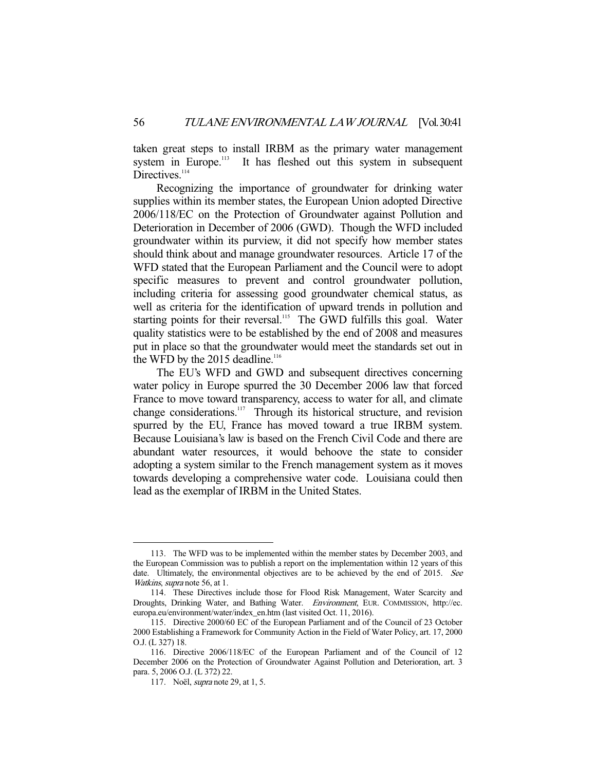taken great steps to install IRBM as the primary water management system in Europe.[113] It has fleshed out this system in subsequent Directives.[114]

Recognizing the importance of groundwater for drinking water supplies within its member states, the European Union adopted Directive 2006/118/EC on the Protection of Groundwater against Pollution and Deterioration in December of 2006 (GWD). Though the WFD included groundwater within its purview, it did not specify how member states should think about and manage groundwater resources. Article 17 of the WFD stated that the European Parliament and the Council were to adopt specific measures to prevent and control groundwater pollution, including criteria for assessing good groundwater chemical status, as well as criteria for the identification of upward trends in pollution and starting points for their reversal.[115] The GWD fulfills this goal. Water quality statistics were to be established by the end of 2008 and measures put in place so that the groundwater would meet the standards set out in the WFD by the 2015 deadline.[116]

The EU's WFD and GWD and subsequent directives concerning water policy in Europe spurred the 30 December 2006 law that forced France to move toward transparency, access to water for all, and climate change considerations.[117] Through its historical structure, and revision spurred by the EU, France has moved toward a true IRBM system. Because Louisiana's law is based on the French Civil Code and there are abundant water resources, it would behoove the state to consider adopting a system similar to the French management system as it moves towards developing a comprehensive water code. Louisiana could then lead as the exemplar of IRBM in the United States.

---

113. The WFD was to be implemented within the member states by December 2003, and the European Commission was to publish a report on the implementation within 12 years of this date. Ultimately, the environmental objectives are to be achieved by the end of 2015. *See Watkins*, *supra* note 56, at 1.

114. These Directives include those for Flood Risk Management, Water Scarcity and Droughts, Drinking Water, and Bathing Water. *Environment*, EUR. COMMISSION, http://ec.europa.eu/environment/water/index_en.htm (last visited Oct. 11, 2016).

115. Directive 2000/60 EC of the European Parliament and of the Council of 23 October 2000 Establishing a Framework for Community Action in the Field of Water Policy, art. 17, 2000 O.J. (L 327) 18.

116. Directive 2006/118/EC of the European Parliament and of the Council of 12 December 2006 on the Protection of Groundwater Against Pollution and Deterioration, art. 3 para. 5, 2006 O.J. (L 372) 22.

117. Noël, *supra* note 29, at 1, 5.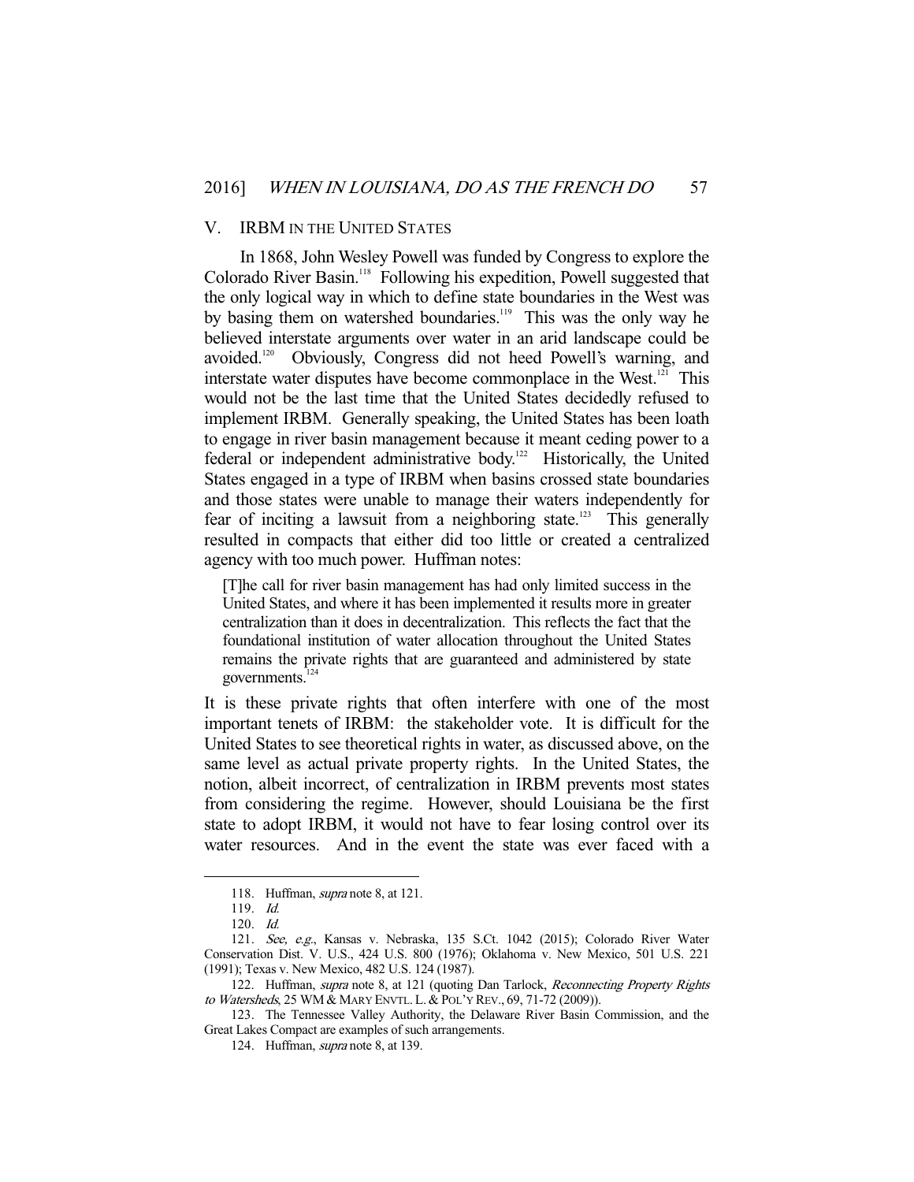## V. IRBM IN THE UNITED STATES

In 1868, John Wesley Powell was funded by Congress to explore the Colorado River Basin.[118] Following his expedition, Powell suggested that the only logical way in which to define state boundaries in the West was by basing them on watershed boundaries.[119] This was the only way he believed interstate arguments over water in an arid landscape could be avoided.[120] Obviously, Congress did not heed Powell's warning, and interstate water disputes have become commonplace in the West.[121] This would not be the last time that the United States decidedly refused to implement IRBM. Generally speaking, the United States has been loath to engage in river basin management because it meant ceding power to a federal or independent administrative body.[122] Historically, the United States engaged in a type of IRBM when basins crossed state boundaries and those states were unable to manage their waters independently for fear of inciting a lawsuit from a neighboring state.[123] This generally resulted in compacts that either did too little or created a centralized agency with too much power. Huffman notes:

> [T]he call for river basin management has had only limited success in the United States, and where it has been implemented it results more in greater centralization than it does in decentralization. This reflects the fact that the foundational institution of water allocation throughout the United States remains the private rights that are guaranteed and administered by state governments.[124]

It is these private rights that often interfere with one of the most important tenets of IRBM: the stakeholder vote. It is difficult for the United States to see theoretical rights in water, as discussed above, on the same level as actual private property rights. In the United States, the notion, albeit incorrect, of centralization in IRBM prevents most states from considering the regime. However, should Louisiana be the first state to adopt IRBM, it would not have to fear losing control over its water resources. And in the event the state was ever faced with a

---

118. Huffman, *supra* note 8, at 121.

119. *Id.*

120. *Id.*

121. *See, e.g.*, Kansas v. Nebraska, 135 S.Ct. 1042 (2015); Colorado River Water Conservation Dist. V. U.S., 424 U.S. 800 (1976); Oklahoma v. New Mexico, 501 U.S. 221 (1991); Texas v. New Mexico, 482 U.S. 124 (1987).

122. Huffman, *supra* note 8, at 121 (quoting Dan Tarlock, *Reconnecting Property Rights to Watersheds*, 25 WM & MARY ENVTL. L. & POL'Y REV., 69, 71-72 (2009)).

123. The Tennessee Valley Authority, the Delaware River Basin Commission, and the Great Lakes Compact are examples of such arrangements.

124. Huffman, *supra* note 8, at 139.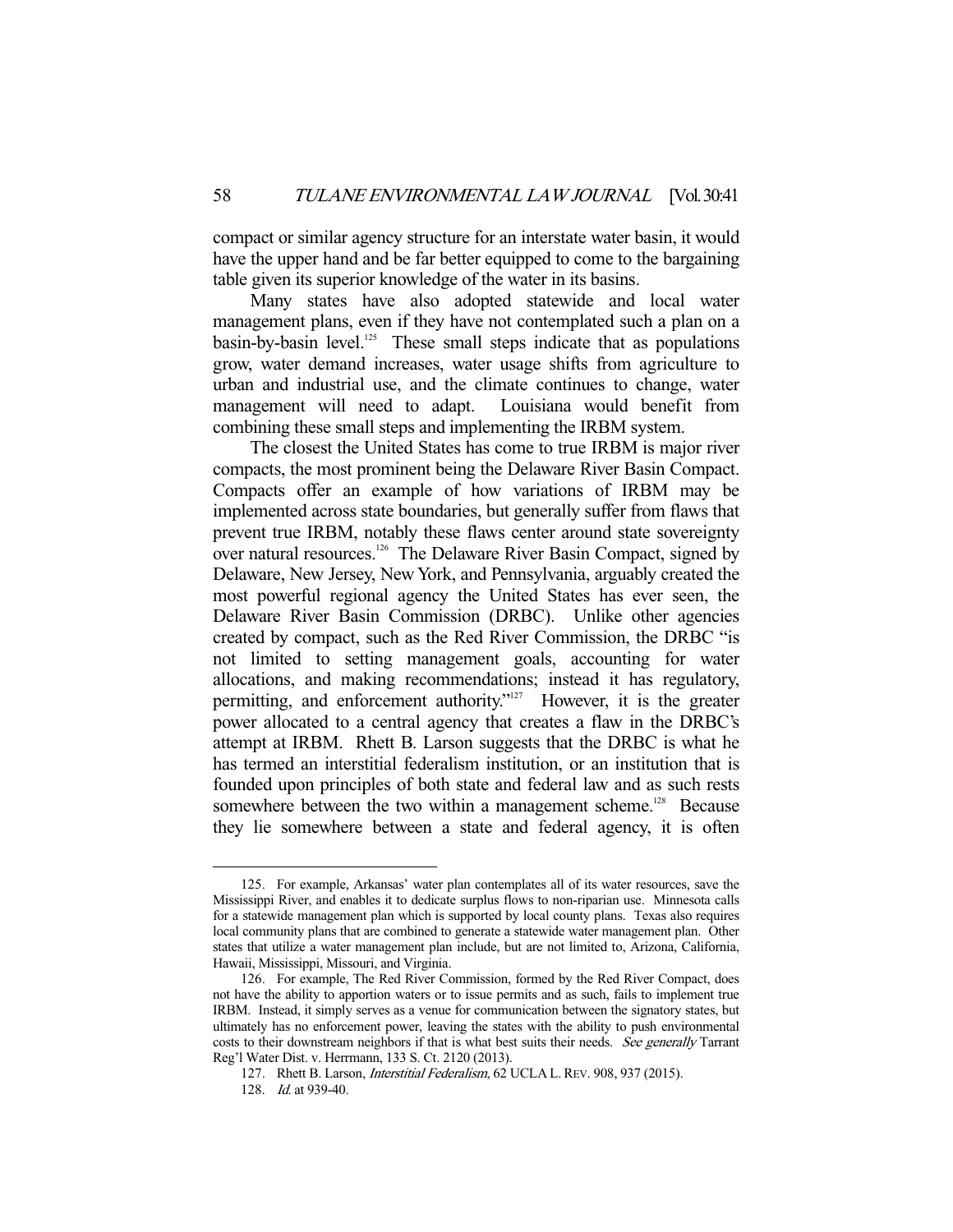compact or similar agency structure for an interstate water basin, it would have the upper hand and be far better equipped to come to the bargaining table given its superior knowledge of the water in its basins.

Many states have also adopted statewide and local water management plans, even if they have not contemplated such a plan on a basin-by-basin level.[125] These small steps indicate that as populations grow, water demand increases, water usage shifts from agriculture to urban and industrial use, and the climate continues to change, water management will need to adapt. Louisiana would benefit from combining these small steps and implementing the IRBM system.

The closest the United States has come to true IRBM is major river compacts, the most prominent being the Delaware River Basin Compact. Compacts offer an example of how variations of IRBM may be implemented across state boundaries, but generally suffer from flaws that prevent true IRBM, notably these flaws center around state sovereignty over natural resources.[126] The Delaware River Basin Compact, signed by Delaware, New Jersey, New York, and Pennsylvania, arguably created the most powerful regional agency the United States has ever seen, the Delaware River Basin Commission (DRBC). Unlike other agencies created by compact, such as the Red River Commission, the DRBC "is not limited to setting management goals, accounting for water allocations, and making recommendations; instead it has regulatory, permitting, and enforcement authority."[127] However, it is the greater power allocated to a central agency that creates a flaw in the DRBC's attempt at IRBM. Rhett B. Larson suggests that the DRBC is what he has termed an interstitial federalism institution, or an institution that is founded upon principles of both state and federal law and as such rests somewhere between the two within a management scheme.[128] Because they lie somewhere between a state and federal agency, it is often

---

125. For example, Arkansas' water plan contemplates all of its water resources, save the Mississippi River, and enables it to dedicate surplus flows to non-riparian use. Minnesota calls for a statewide management plan which is supported by local county plans. Texas also requires local community plans that are combined to generate a statewide water management plan. Other states that utilize a water management plan include, but are not limited to, Arizona, California, Hawaii, Mississippi, Missouri, and Virginia.

126. For example, The Red River Commission, formed by the Red River Compact, does not have the ability to apportion waters or to issue permits and as such, fails to implement true IRBM. Instead, it simply serves as a venue for communication between the signatory states, but ultimately has no enforcement power, leaving the states with the ability to push environmental costs to their downstream neighbors if that is what best suits their needs. *See generally* Tarrant Reg'l Water Dist. v. Herrmann, 133 S. Ct. 2120 (2013).

127. Rhett B. Larson, *Interstitial Federalism*, 62 UCLA L. REV. 908, 937 (2015).

128. *Id.* at 939-40.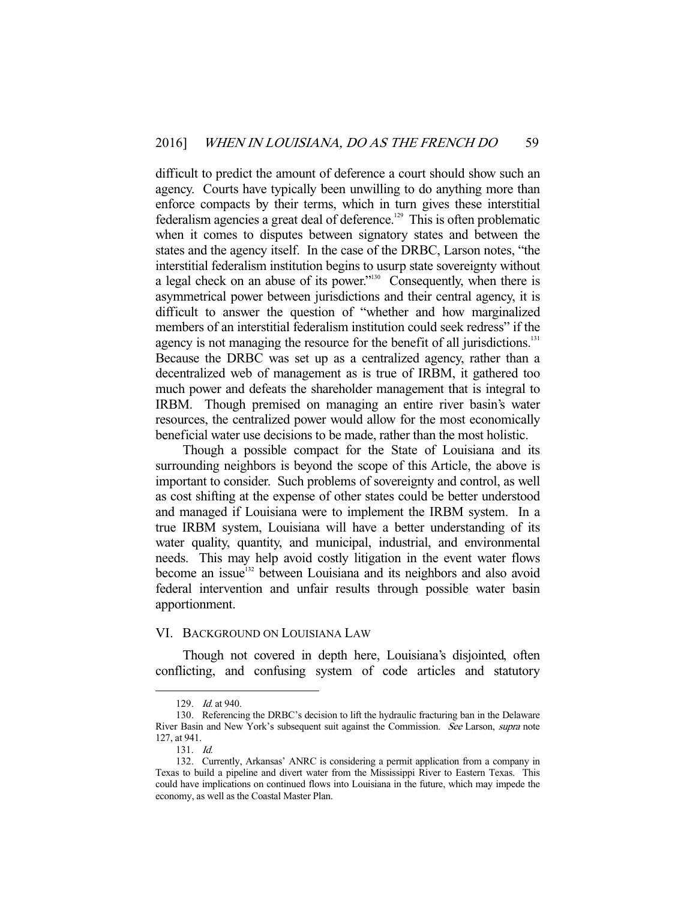difficult to predict the amount of deference a court should show such an agency. Courts have typically been unwilling to do anything more than enforce compacts by their terms, which in turn gives these interstitial federalism agencies a great deal of deference.[129] This is often problematic when it comes to disputes between signatory states and between the states and the agency itself. In the case of the DRBC, Larson notes, "the interstitial federalism institution begins to usurp state sovereignty without a legal check on an abuse of its power."[130] Consequently, when there is asymmetrical power between jurisdictions and their central agency, it is difficult to answer the question of "whether and how marginalized members of an interstitial federalism institution could seek redress" if the agency is not managing the resource for the benefit of all jurisdictions.[131] Because the DRBC was set up as a centralized agency, rather than a decentralized web of management as is true of IRBM, it gathered too much power and defeats the shareholder management that is integral to IRBM. Though premised on managing an entire river basin's water resources, the centralized power would allow for the most economically beneficial water use decisions to be made, rather than the most holistic.

Though a possible compact for the State of Louisiana and its surrounding neighbors is beyond the scope of this Article, the above is important to consider. Such problems of sovereignty and control, as well as cost shifting at the expense of other states could be better understood and managed if Louisiana were to implement the IRBM system. In a true IRBM system, Louisiana will have a better understanding of its water quality, quantity, and municipal, industrial, and environmental needs. This may help avoid costly litigation in the event water flows become an issue[132] between Louisiana and its neighbors and also avoid federal intervention and unfair results through possible water basin apportionment.

## VI. BACKGROUND ON LOUISIANA LAW

Though not covered in depth here, Louisiana's disjointed, often conflicting, and confusing system of code articles and statutory

---

129. *Id.* at 940.

130. Referencing the DRBC's decision to lift the hydraulic fracturing ban in the Delaware River Basin and New York's subsequent suit against the Commission. *See* Larson, *supra* note 127, at 941.

131. *Id.*

132. Currently, Arkansas' ANRC is considering a permit application from a company in Texas to build a pipeline and divert water from the Mississippi River to Eastern Texas. This could have implications on continued flows into Louisiana in the future, which may impede the economy, as well as the Coastal Master Plan.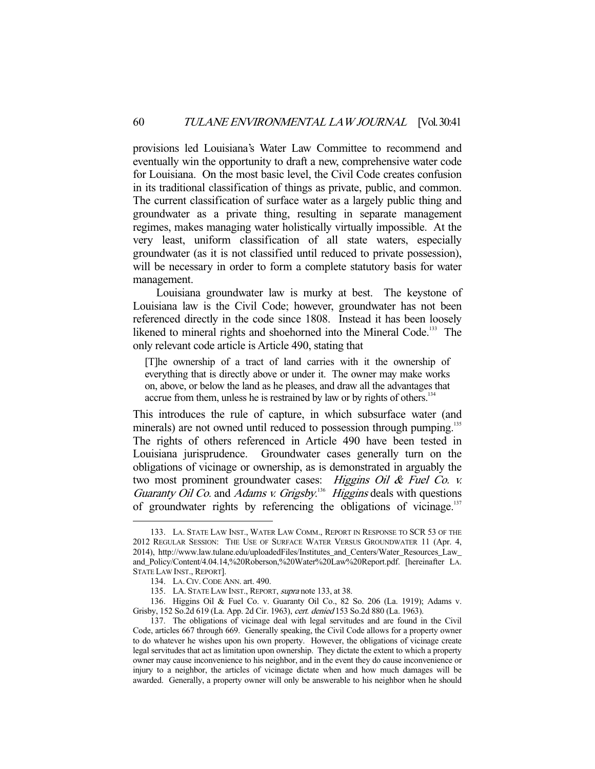provisions led Louisiana's Water Law Committee to recommend and eventually win the opportunity to draft a new, comprehensive water code for Louisiana. On the most basic level, the Civil Code creates confusion in its traditional classification of things as private, public, and common. The current classification of surface water as a largely public thing and groundwater as a private thing, resulting in separate management regimes, makes managing water holistically virtually impossible. At the very least, uniform classification of all state waters, especially groundwater (as it is not classified until reduced to private possession), will be necessary in order to form a complete statutory basis for water management.

Louisiana groundwater law is murky at best. The keystone of Louisiana law is the Civil Code; however, groundwater has not been referenced directly in the code since 1808. Instead it has been loosely likened to mineral rights and shoehorned into the Mineral Code.[133] The only relevant code article is Article 490, stating that

> [T]he ownership of a tract of land carries with it the ownership of everything that is directly above or under it. The owner may make works on, above, or below the land as he pleases, and draw all the advantages that accrue from them, unless he is restrained by law or by rights of others.[134]

This introduces the rule of capture, in which subsurface water (and minerals) are not owned until reduced to possession through pumping.[135] The rights of others referenced in Article 490 have been tested in Louisiana jurisprudence. Groundwater cases generally turn on the obligations of vicinage or ownership, as is demonstrated in arguably the two most prominent groundwater cases: *Higgins Oil & Fuel Co. v. Guaranty Oil Co.* and *Adams v. Grigsby*.[136] *Higgins* deals with questions of groundwater rights by referencing the obligations of vicinage.[137]

---

133. LA. STATE LAW INST., WATER LAW COMM., REPORT IN RESPONSE TO SCR 53 OF THE 2012 REGULAR SESSION: THE USE OF SURFACE WATER VERSUS GROUNDWATER 11 (Apr. 4, 2014), http://www.law.tulane.edu/uploadedFiles/Institutes_and_Centers/Water_Resources_Law_and_Policy/Content/4.04.14,%20Roberson,%20Water%20Law%20Report.pdf. [hereinafter LA. STATE LAW INST., REPORT].

134. LA. CIV. CODE ANN. art. 490.

135. LA. STATE LAW INST., REPORT, *supra* note 133, at 38.

136. Higgins Oil & Fuel Co. v. Guaranty Oil Co., 82 So. 206 (La. 1919); Adams v. Grisby, 152 So.2d 619 (La. App. 2d Cir. 1963), *cert. denied* 153 So.2d 880 (La. 1963).

137. The obligations of vicinage deal with legal servitudes and are found in the Civil Code, articles 667 through 669. Generally speaking, the Civil Code allows for a property owner to do whatever he wishes upon his own property. However, the obligations of vicinage create legal servitudes that act as limitation upon ownership. They dictate the extent to which a property owner may cause inconvenience to his neighbor, and in the event they do cause inconvenience or injury to a neighbor, the articles of vicinage dictate when and how much damages will be awarded. Generally, a property owner will only be answerable to his neighbor when he should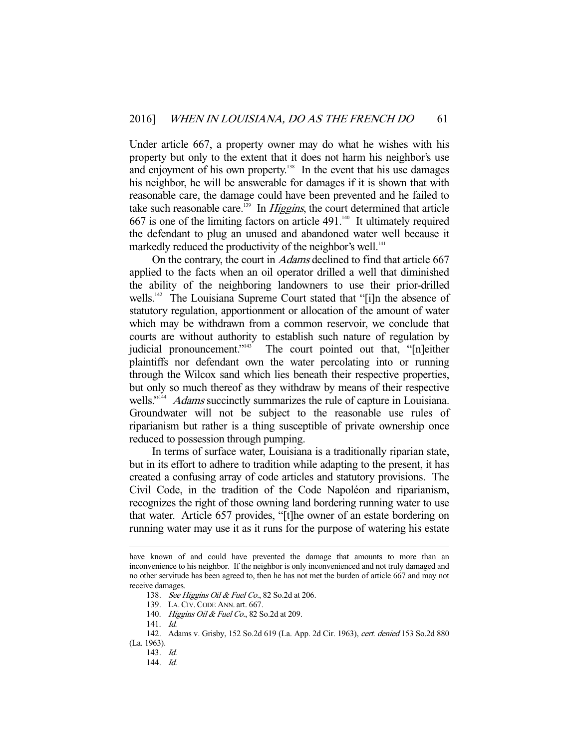Under article 667, a property owner may do what he wishes with his property but only to the extent that it does not harm his neighbor's use and enjoyment of his own property.[138] In the event that his use damages his neighbor, he will be answerable for damages if it is shown that with reasonable care, the damage could have been prevented and he failed to take such reasonable care.[139] In *Higgins*, the court determined that article 667 is one of the limiting factors on article 491.[140] It ultimately required the defendant to plug an unused and abandoned water well because it markedly reduced the productivity of the neighbor's well.[141]

On the contrary, the court in *Adams* declined to find that article 667 applied to the facts when an oil operator drilled a well that diminished the ability of the neighboring landowners to use their prior-drilled wells.[142] The Louisiana Supreme Court stated that "[i]n the absence of statutory regulation, apportionment or allocation of the amount of water which may be withdrawn from a common reservoir, we conclude that courts are without authority to establish such nature of regulation by judicial pronouncement."[143] The court pointed out that, "[n]either plaintiffs nor defendant own the water percolating into or running through the Wilcox sand which lies beneath their respective properties, but only so much thereof as they withdraw by means of their respective wells."[144] *Adams* succinctly summarizes the rule of capture in Louisiana. Groundwater will not be subject to the reasonable use rules of riparianism but rather is a thing susceptible of private ownership once reduced to possession through pumping.

In terms of surface water, Louisiana is a traditionally riparian state, but in its effort to adhere to tradition while adapting to the present, it has created a confusing array of code articles and statutory provisions. The Civil Code, in the tradition of the Code Napoléon and riparianism, recognizes the right of those owning land bordering running water to use that water. Article 657 provides, "[t]he owner of an estate bordering on running water may use it as it runs for the purpose of watering his estate

---

have known of and could have prevented the damage that amounts to more than an inconvenience to his neighbor. If the neighbor is only inconvenienced and not truly damaged and no other servitude has been agreed to, then he has not met the burden of article 667 and may not receive damages.

138. *See Higgins Oil & Fuel Co.*, 82 So.2d at 206.

139. LA. CIV. CODE ANN. art. 667.

140. *Higgins Oil & Fuel Co.*, 82 So.2d at 209.

141. *Id.*

142. Adams v. Grisby, 152 So.2d 619 (La. App. 2d Cir. 1963), *cert. denied* 153 So.2d 880 (La. 1963).

143. *Id.*

144. *Id.*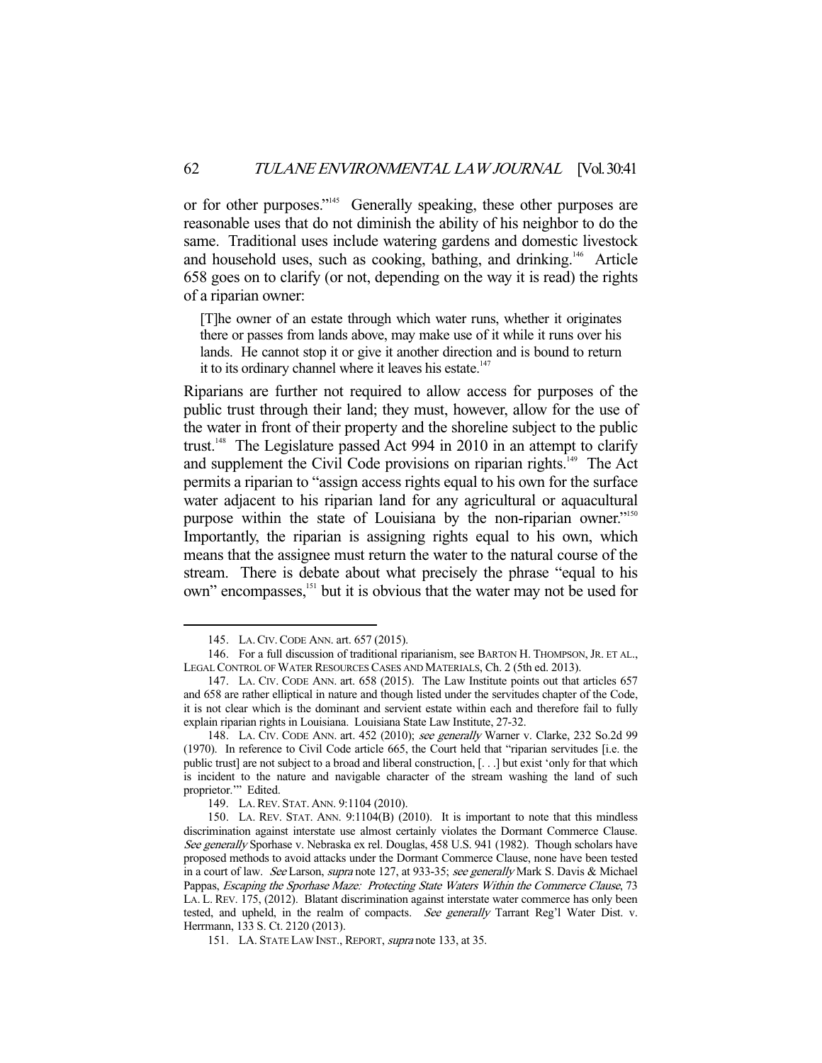or for other purposes."[145] Generally speaking, these other purposes are reasonable uses that do not diminish the ability of his neighbor to do the same. Traditional uses include watering gardens and domestic livestock and household uses, such as cooking, bathing, and drinking.[146] Article 658 goes on to clarify (or not, depending on the way it is read) the rights of a riparian owner:

> [T]he owner of an estate through which water runs, whether it originates there or passes from lands above, may make use of it while it runs over his lands. He cannot stop it or give it another direction and is bound to return it to its ordinary channel where it leaves his estate.[147]

Riparians are further not required to allow access for purposes of the public trust through their land; they must, however, allow for the use of the water in front of their property and the shoreline subject to the public trust.[148] The Legislature passed Act 994 in 2010 in an attempt to clarify and supplement the Civil Code provisions on riparian rights.[149] The Act permits a riparian to "assign access rights equal to his own for the surface water adjacent to his riparian land for any agricultural or aquacultural purpose within the state of Louisiana by the non-riparian owner."[150] Importantly, the riparian is assigning rights equal to his own, which means that the assignee must return the water to the natural course of the stream. There is debate about what precisely the phrase "equal to his own" encompasses,[151] but it is obvious that the water may not be used for

---

145. LA. CIV. CODE ANN. art. 657 (2015).

146. For a full discussion of traditional riparianism, see BARTON H. THOMPSON, JR. ET AL., LEGAL CONTROL OF WATER RESOURCES CASES AND MATERIALS, Ch. 2 (5th ed. 2013).

147. LA. CIV. CODE ANN. art. 658 (2015). The Law Institute points out that articles 657 and 658 are rather elliptical in nature and though listed under the servitudes chapter of the Code, it is not clear which is the dominant and servient estate within each and therefore fail to fully explain riparian rights in Louisiana. Louisiana State Law Institute, 27-32.

148. LA. CIV. CODE ANN. art. 452 (2010); *see generally* Warner v. Clarke, 232 So.2d 99 (1970). In reference to Civil Code article 665, the Court held that "riparian servitudes [i.e. the public trust] are not subject to a broad and liberal construction, [. . .] but exist 'only for that which is incident to the nature and navigable character of the stream washing the land of such proprietor.'" Edited.

149. LA. REV. STAT. ANN. 9:1104 (2010).

150. LA. REV. STAT. ANN. 9:1104(B) (2010). It is important to note that this mindless discrimination against interstate use almost certainly violates the Dormant Commerce Clause. *See generally* Sporhase v. Nebraska ex rel. Douglas, 458 U.S. 941 (1982). Though scholars have proposed methods to avoid attacks under the Dormant Commerce Clause, none have been tested in a court of law. *See* Larson, *supra* note 127, at 933-35; *see generally* Mark S. Davis & Michael Pappas, *Escaping the Sporhase Maze: Protecting State Waters Within the Commerce Clause*, 73 LA. L. REV. 175, (2012). Blatant discrimination against interstate water commerce has only been tested, and upheld, in the realm of compacts. *See generally* Tarrant Reg'l Water Dist. v. Herrmann, 133 S. Ct. 2120 (2013).

151. LA. STATE LAW INST., REPORT, *supra* note 133, at 35.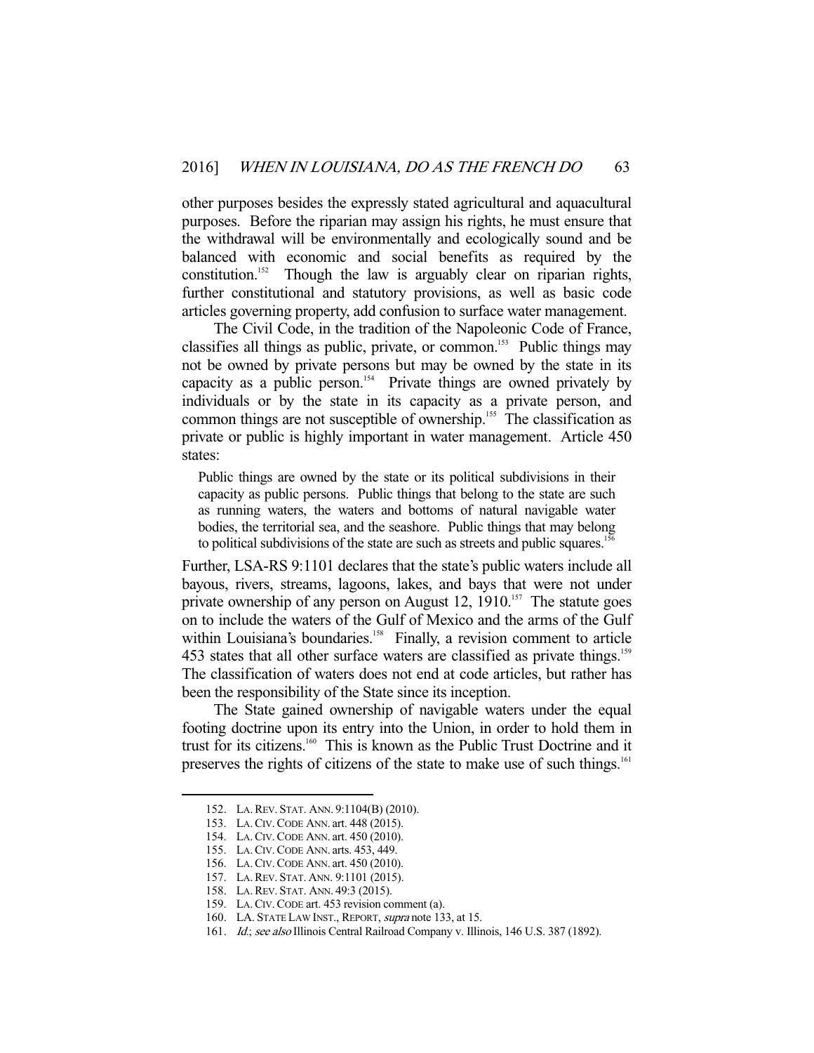other purposes besides the expressly stated agricultural and aquacultural purposes. Before the riparian may assign his rights, he must ensure that the withdrawal will be environmentally and ecologically sound and be balanced with economic and social benefits as required by the constitution.[152] Though the law is arguably clear on riparian rights, further constitutional and statutory provisions, as well as basic code articles governing property, add confusion to surface water management.

The Civil Code, in the tradition of the Napoleonic Code of France, classifies all things as public, private, or common.[153] Public things may not be owned by private persons but may be owned by the state in its capacity as a public person.[154] Private things are owned privately by individuals or by the state in its capacity as a private person, and common things are not susceptible of ownership.[155] The classification as private or public is highly important in water management. Article 450 states:

> Public things are owned by the state or its political subdivisions in their capacity as public persons. Public things that belong to the state are such as running waters, the waters and bottoms of natural navigable water bodies, the territorial sea, and the seashore. Public things that may belong to political subdivisions of the state are such as streets and public squares.[156]

Further, LSA-RS 9:1101 declares that the state's public waters include all bayous, rivers, streams, lagoons, lakes, and bays that were not under private ownership of any person on August 12, 1910.[157] The statute goes on to include the waters of the Gulf of Mexico and the arms of the Gulf within Louisiana's boundaries.[158] Finally, a revision comment to article 453 states that all other surface waters are classified as private things.[159] The classification of waters does not end at code articles, but rather has been the responsibility of the State since its inception.

The State gained ownership of navigable waters under the equal footing doctrine upon its entry into the Union, in order to hold them in trust for its citizens.[160] This is known as the Public Trust Doctrine and it preserves the rights of citizens of the state to make use of such things.[161]

---

152. LA. REV. STAT. ANN. 9:1104(B) (2010).
153. LA. CIV. CODE ANN. art. 448 (2015).
154. LA. CIV. CODE ANN. art. 450 (2010).
155. LA. CIV. CODE ANN. arts. 453, 449.
156. LA. CIV. CODE ANN. art. 450 (2010).
157. LA. REV. STAT. ANN. 9:1101 (2015).
158. LA. REV. STAT. ANN. 49:3 (2015).
159. LA. CIV. CODE art. 453 revision comment (a).
160. LA. STATE LAW INST., REPORT, *supra* note 133, at 15.
161. *Id.*; *see also* Illinois Central Railroad Company v. Illinois, 146 U.S. 387 (1892).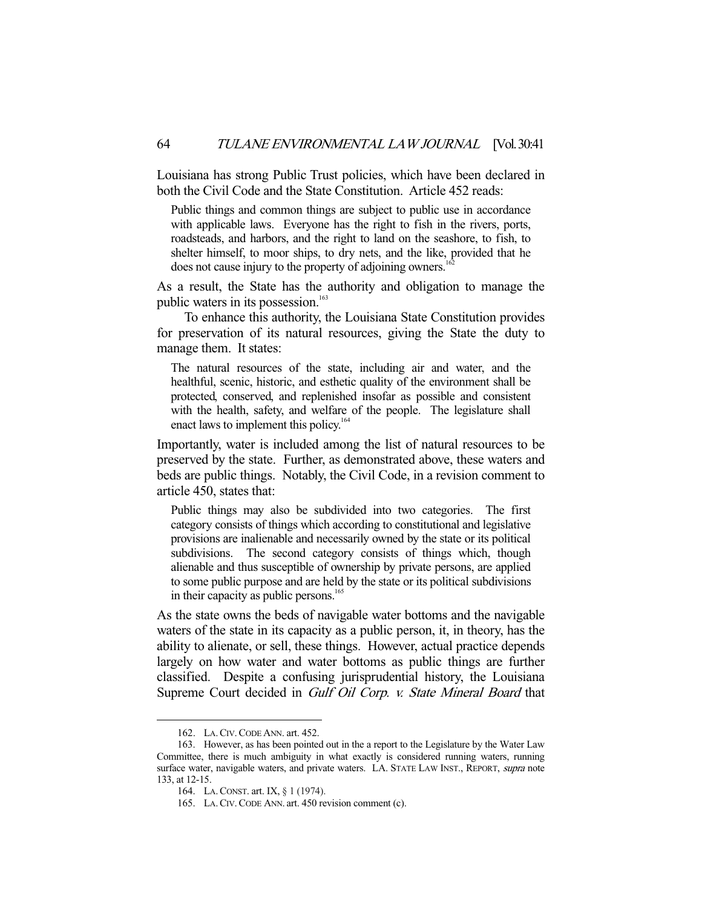Louisiana has strong Public Trust policies, which have been declared in both the Civil Code and the State Constitution. Article 452 reads:

> Public things and common things are subject to public use in accordance with applicable laws. Everyone has the right to fish in the rivers, ports, roadsteads, and harbors, and the right to land on the seashore, to fish, to shelter himself, to moor ships, to dry nets, and the like, provided that he does not cause injury to the property of adjoining owners.[162]

As a result, the State has the authority and obligation to manage the public waters in its possession.[163]

To enhance this authority, the Louisiana State Constitution provides for preservation of its natural resources, giving the State the duty to manage them. It states:

> The natural resources of the state, including air and water, and the healthful, scenic, historic, and esthetic quality of the environment shall be protected, conserved, and replenished insofar as possible and consistent with the health, safety, and welfare of the people. The legislature shall enact laws to implement this policy.[164]

Importantly, water is included among the list of natural resources to be preserved by the state. Further, as demonstrated above, these waters and beds are public things. Notably, the Civil Code, in a revision comment to article 450, states that:

> Public things may also be subdivided into two categories. The first category consists of things which according to constitutional and legislative provisions are inalienable and necessarily owned by the state or its political subdivisions. The second category consists of things which, though alienable and thus susceptible of ownership by private persons, are applied to some public purpose and are held by the state or its political subdivisions in their capacity as public persons.[165]

As the state owns the beds of navigable water bottoms and the navigable waters of the state in its capacity as a public person, it, in theory, has the ability to alienate, or sell, these things. However, actual practice depends largely on how water and water bottoms as public things are further classified. Despite a confusing jurisprudential history, the Louisiana Supreme Court decided in *Gulf Oil Corp. v. State Mineral Board* that

---

162. LA. CIV. CODE ANN. art. 452.

163. However, as has been pointed out in the a report to the Legislature by the Water Law Committee, there is much ambiguity in what exactly is considered running waters, running surface water, navigable waters, and private waters. LA. STATE LAW INST., REPORT, *supra* note 133, at 12-15.

164. LA. CONST. art. IX, § 1 (1974).

165. LA. CIV. CODE ANN. art. 450 revision comment (c).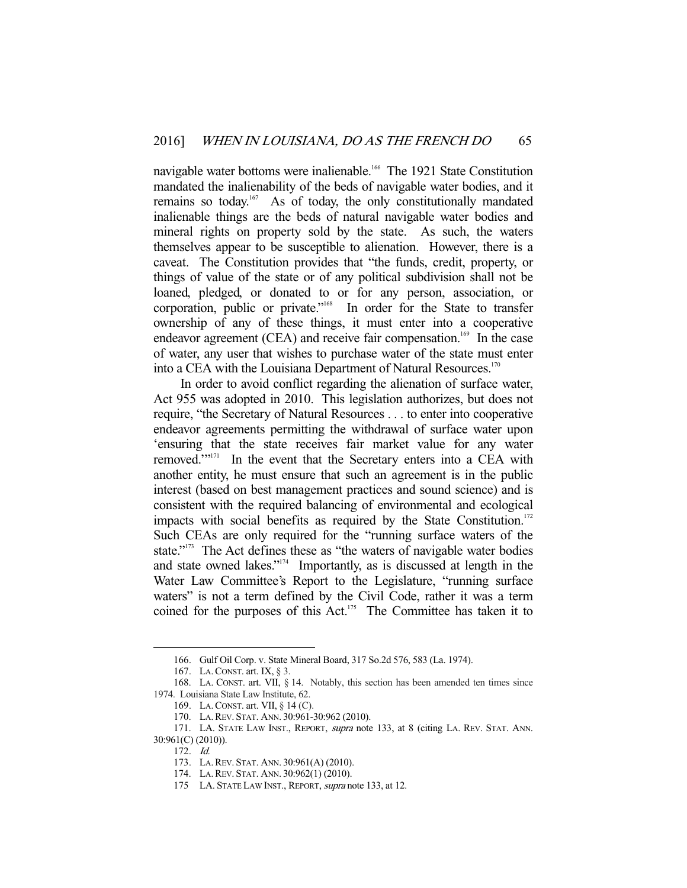navigable water bottoms were inalienable.[166] The 1921 State Constitution mandated the inalienability of the beds of navigable water bodies, and it remains so today.[167] As of today, the only constitutionally mandated inalienable things are the beds of natural navigable water bodies and mineral rights on property sold by the state. As such, the waters themselves appear to be susceptible to alienation. However, there is a caveat. The Constitution provides that "the funds, credit, property, or things of value of the state or of any political subdivision shall not be loaned, pledged, or donated to or for any person, association, or corporation, public or private."[168] In order for the State to transfer ownership of any of these things, it must enter into a cooperative endeavor agreement (CEA) and receive fair compensation.[169] In the case of water, any user that wishes to purchase water of the state must enter into a CEA with the Louisiana Department of Natural Resources.[170]

In order to avoid conflict regarding the alienation of surface water, Act 955 was adopted in 2010. This legislation authorizes, but does not require, "the Secretary of Natural Resources . . . to enter into cooperative endeavor agreements permitting the withdrawal of surface water upon 'ensuring that the state receives fair market value for any water removed.'"[171] In the event that the Secretary enters into a CEA with another entity, he must ensure that such an agreement is in the public interest (based on best management practices and sound science) and is consistent with the required balancing of environmental and ecological impacts with social benefits as required by the State Constitution.[172] Such CEAs are only required for the "running surface waters of the state."[173] The Act defines these as "the waters of navigable water bodies and state owned lakes."[174] Importantly, as is discussed at length in the Water Law Committee's Report to the Legislature, "running surface waters" is not a term defined by the Civil Code, rather it was a term coined for the purposes of this Act.[175] The Committee has taken it to

---

166. Gulf Oil Corp. v. State Mineral Board, 317 So.2d 576, 583 (La. 1974).

167. LA. CONST. art. IX, § 3.

168. LA. CONST. art. VII, § 14. Notably, this section has been amended ten times since 1974. Louisiana State Law Institute, 62.

169. LA. CONST. art. VII, § 14 (C).

170. LA. REV. STAT. ANN. 30:961-30:962 (2010).

171. LA. STATE LAW INST., REPORT, *supra* note 133, at 8 (citing LA. REV. STAT. ANN. 30:961(C) (2010)).

172. *Id.*

173. LA. REV. STAT. ANN. 30:961(A) (2010).

174. LA. REV. STAT. ANN. 30:962(1) (2010).

175 LA. STATE LAW INST., REPORT, *supra* note 133, at 12.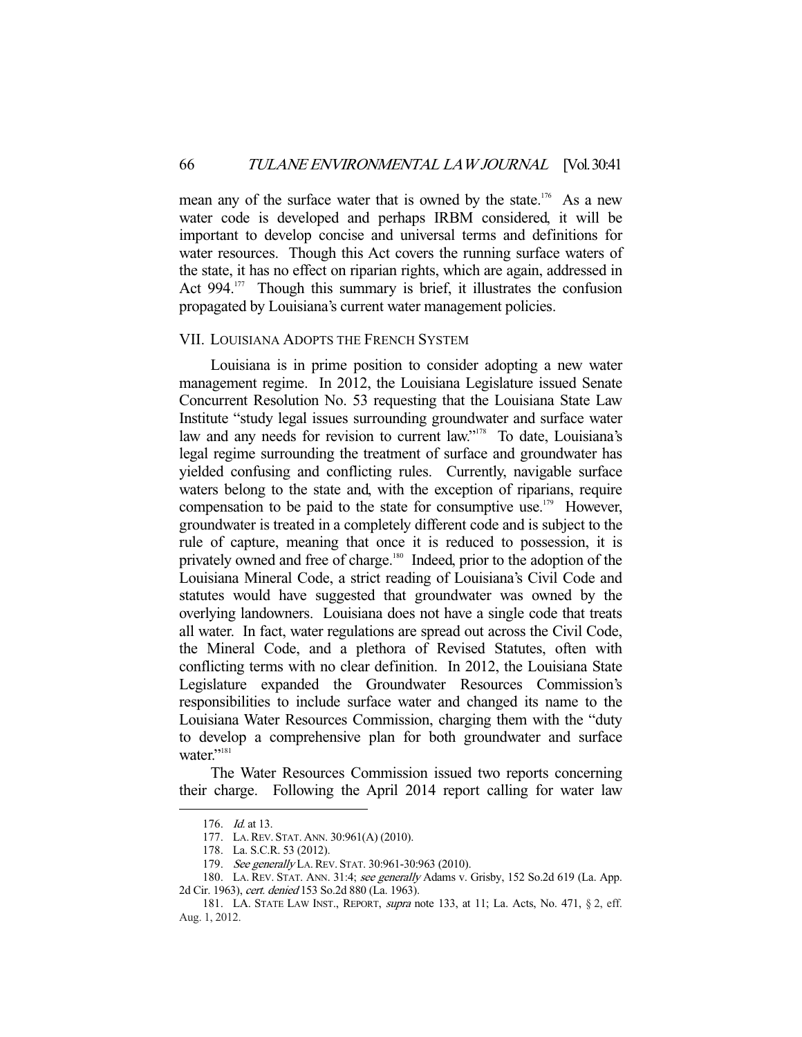mean any of the surface water that is owned by the state.[176] As a new water code is developed and perhaps IRBM considered, it will be important to develop concise and universal terms and definitions for water resources. Though this Act covers the running surface waters of the state, it has no effect on riparian rights, which are again, addressed in Act 994.[177] Though this summary is brief, it illustrates the confusion propagated by Louisiana's current water management policies.

## VII. Louisiana Adopts the French System

Louisiana is in prime position to consider adopting a new water management regime. In 2012, the Louisiana Legislature issued Senate Concurrent Resolution No. 53 requesting that the Louisiana State Law Institute "study legal issues surrounding groundwater and surface water law and any needs for revision to current law."[178] To date, Louisiana's legal regime surrounding the treatment of surface and groundwater has yielded confusing and conflicting rules. Currently, navigable surface waters belong to the state and, with the exception of riparians, require compensation to be paid to the state for consumptive use.[179] However, groundwater is treated in a completely different code and is subject to the rule of capture, meaning that once it is reduced to possession, it is privately owned and free of charge.[180] Indeed, prior to the adoption of the Louisiana Mineral Code, a strict reading of Louisiana's Civil Code and statutes would have suggested that groundwater was owned by the overlying landowners. Louisiana does not have a single code that treats all water. In fact, water regulations are spread out across the Civil Code, the Mineral Code, and a plethora of Revised Statutes, often with conflicting terms with no clear definition. In 2012, the Louisiana State Legislature expanded the Groundwater Resources Commission's responsibilities to include surface water and changed its name to the Louisiana Water Resources Commission, charging them with the "duty to develop a comprehensive plan for both groundwater and surface water."[181]

The Water Resources Commission issued two reports concerning their charge. Following the April 2014 report calling for water law

---

176. *Id.* at 13.

177. LA. REV. STAT. ANN. 30:961(A) (2010).

178. La. S.C.R. 53 (2012).

179. *See generally* LA. REV. STAT. 30:961-30:963 (2010).

180. LA. REV. STAT. ANN. 31:4; *see generally* Adams v. Grisby, 152 So.2d 619 (La. App. 2d Cir. 1963), *cert. denied* 153 So.2d 880 (La. 1963).

181. LA. STATE LAW INST., REPORT, *supra* note 133, at 11; La. Acts, No. 471, § 2, eff. Aug. 1, 2012.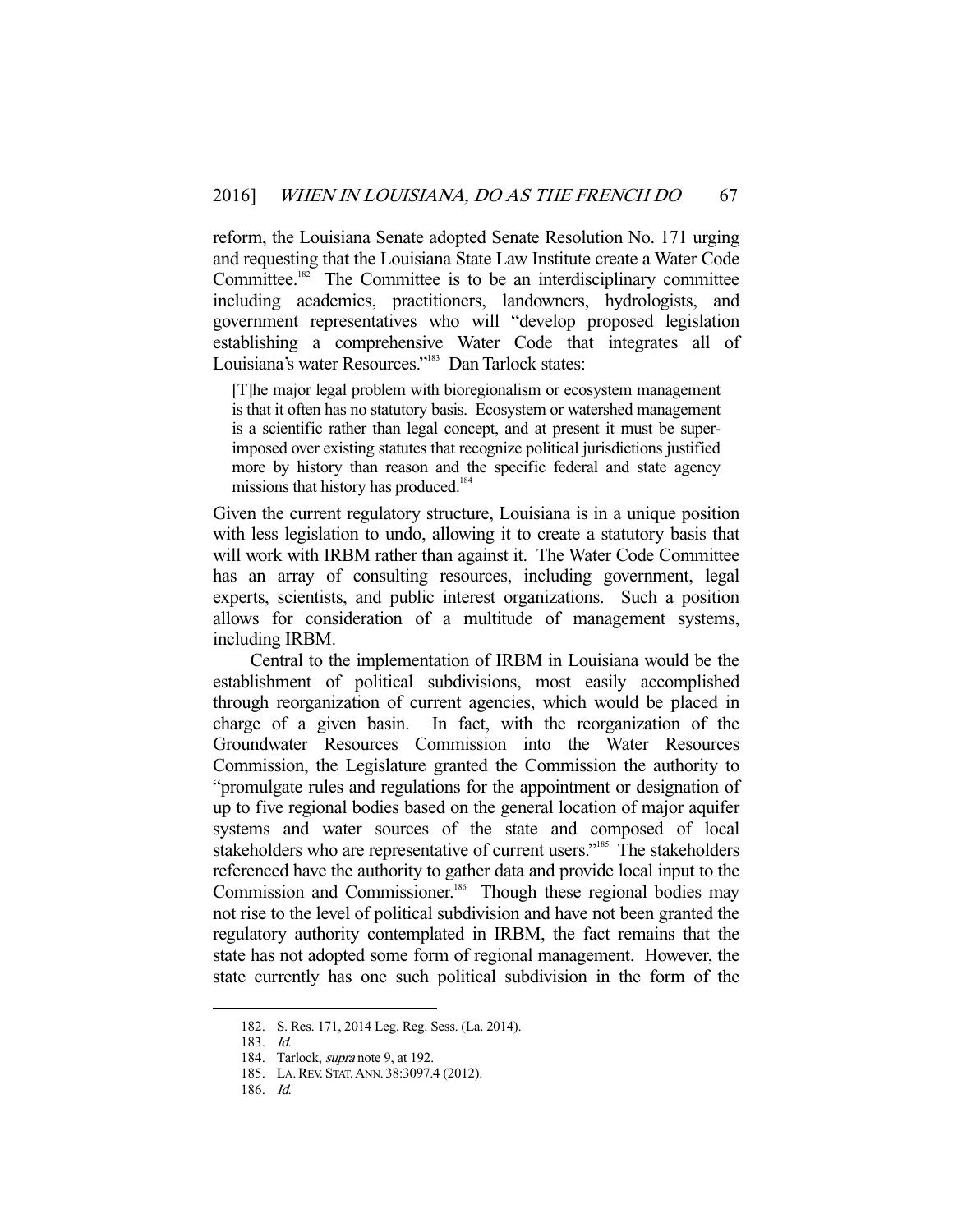reform, the Louisiana Senate adopted Senate Resolution No. 171 urging and requesting that the Louisiana State Law Institute create a Water Code Committee.[182] The Committee is to be an interdisciplinary committee including academics, practitioners, landowners, hydrologists, and government representatives who will "develop proposed legislation establishing a comprehensive Water Code that integrates all of Louisiana's water Resources."[183] Dan Tarlock states:

> [T]he major legal problem with bioregionalism or ecosystem management is that it often has no statutory basis. Ecosystem or watershed management is a scientific rather than legal concept, and at present it must be superimposed over existing statutes that recognize political jurisdictions justified more by history than reason and the specific federal and state agency missions that history has produced.[184]

Given the current regulatory structure, Louisiana is in a unique position with less legislation to undo, allowing it to create a statutory basis that will work with IRBM rather than against it. The Water Code Committee has an array of consulting resources, including government, legal experts, scientists, and public interest organizations. Such a position allows for consideration of a multitude of management systems, including IRBM.

Central to the implementation of IRBM in Louisiana would be the establishment of political subdivisions, most easily accomplished through reorganization of current agencies, which would be placed in charge of a given basin. In fact, with the reorganization of the Groundwater Resources Commission into the Water Resources Commission, the Legislature granted the Commission the authority to "promulgate rules and regulations for the appointment or designation of up to five regional bodies based on the general location of major aquifer systems and water sources of the state and composed of local stakeholders who are representative of current users."[185] The stakeholders referenced have the authority to gather data and provide local input to the Commission and Commissioner.[186] Though these regional bodies may not rise to the level of political subdivision and have not been granted the regulatory authority contemplated in IRBM, the fact remains that the state has not adopted some form of regional management. However, the state currently has one such political subdivision in the form of the

---

182. S. Res. 171, 2014 Leg. Reg. Sess. (La. 2014).

183. *Id.*

184. Tarlock, *supra* note 9, at 192.

185. LA. REV. STAT. ANN. 38:3097.4 (2012).

186. *Id.*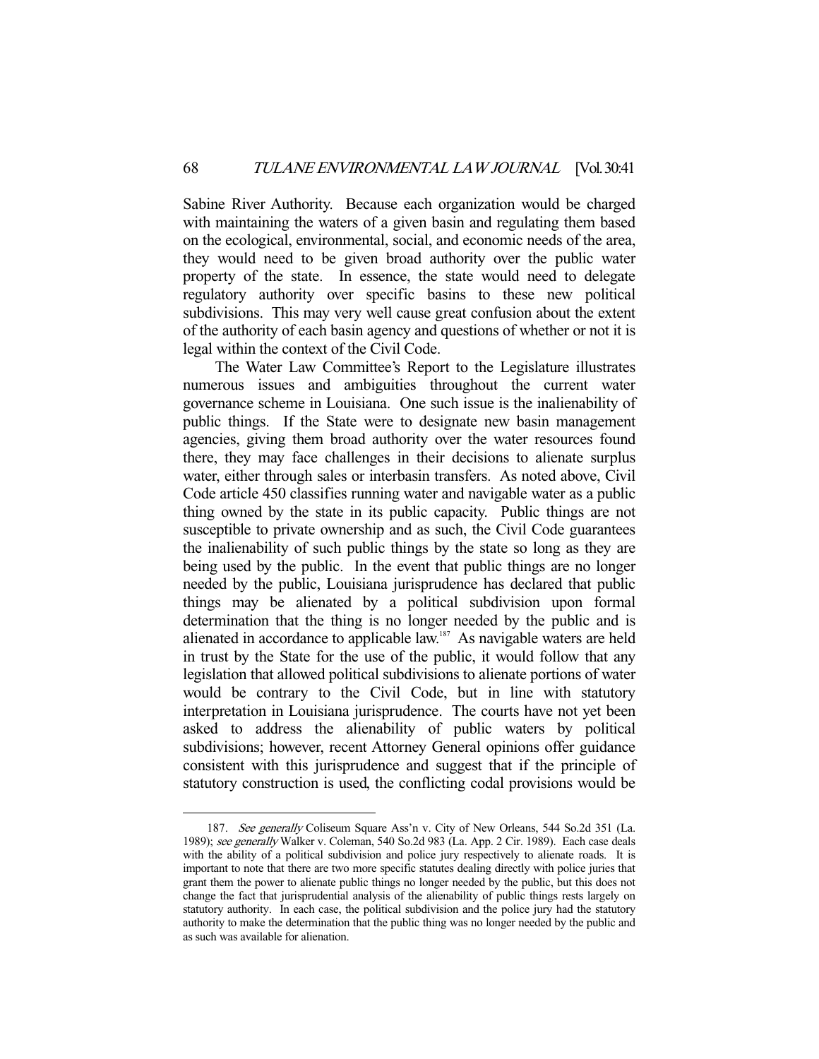Sabine River Authority. Because each organization would be charged with maintaining the waters of a given basin and regulating them based on the ecological, environmental, social, and economic needs of the area, they would need to be given broad authority over the public water property of the state. In essence, the state would need to delegate regulatory authority over specific basins to these new political subdivisions. This may very well cause great confusion about the extent of the authority of each basin agency and questions of whether or not it is legal within the context of the Civil Code.

The Water Law Committee's Report to the Legislature illustrates numerous issues and ambiguities throughout the current water governance scheme in Louisiana. One such issue is the inalienability of public things. If the State were to designate new basin management agencies, giving them broad authority over the water resources found there, they may face challenges in their decisions to alienate surplus water, either through sales or interbasin transfers. As noted above, Civil Code article 450 classifies running water and navigable water as a public thing owned by the state in its public capacity. Public things are not susceptible to private ownership and as such, the Civil Code guarantees the inalienability of such public things by the state so long as they are being used by the public. In the event that public things are no longer needed by the public, Louisiana jurisprudence has declared that public things may be alienated by a political subdivision upon formal determination that the thing is no longer needed by the public and is alienated in accordance to applicable law.[187] As navigable waters are held in trust by the State for the use of the public, it would follow that any legislation that allowed political subdivisions to alienate portions of water would be contrary to the Civil Code, but in line with statutory interpretation in Louisiana jurisprudence. The courts have not yet been asked to address the alienability of public waters by political subdivisions; however, recent Attorney General opinions offer guidance consistent with this jurisprudence and suggest that if the principle of statutory construction is used, the conflicting codal provisions would be

---

187. *See generally* Coliseum Square Ass'n v. City of New Orleans, 544 So.2d 351 (La. 1989); *see generally* Walker v. Coleman, 540 So.2d 983 (La. App. 2 Cir. 1989). Each case deals with the ability of a political subdivision and police jury respectively to alienate roads. It is important to note that there are two more specific statutes dealing directly with police juries that grant them the power to alienate public things no longer needed by the public, but this does not change the fact that jurisprudential analysis of the alienability of public things rests largely on statutory authority. In each case, the political subdivision and the police jury had the statutory authority to make the determination that the public thing was no longer needed by the public and as such was available for alienation.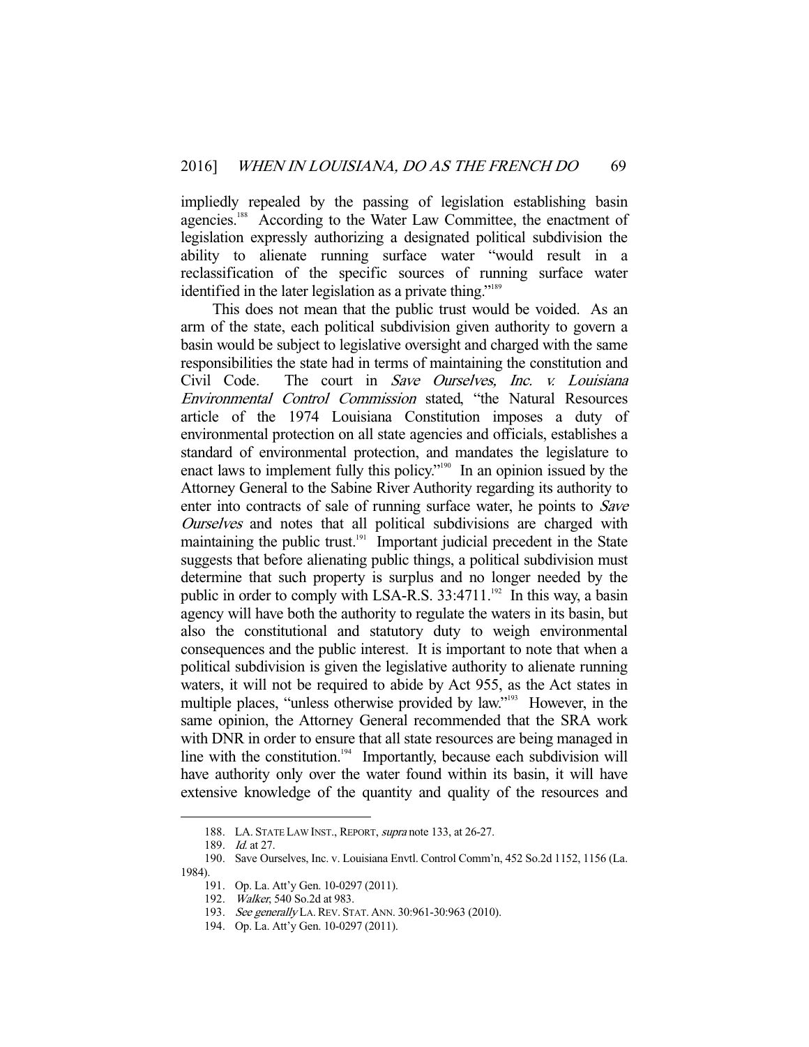impliedly repealed by the passing of legislation establishing basin agencies.[188] According to the Water Law Committee, the enactment of legislation expressly authorizing a designated political subdivision the ability to alienate running surface water "would result in a reclassification of the specific sources of running surface water identified in the later legislation as a private thing."[189]

This does not mean that the public trust would be voided. As an arm of the state, each political subdivision given authority to govern a basin would be subject to legislative oversight and charged with the same responsibilities the state had in terms of maintaining the constitution and Civil Code. The court in *Save Ourselves, Inc. v. Louisiana Environmental Control Commission* stated, "the Natural Resources article of the 1974 Louisiana Constitution imposes a duty of environmental protection on all state agencies and officials, establishes a standard of environmental protection, and mandates the legislature to enact laws to implement fully this policy."[190] In an opinion issued by the Attorney General to the Sabine River Authority regarding its authority to enter into contracts of sale of running surface water, he points to *Save Ourselves* and notes that all political subdivisions are charged with maintaining the public trust.[191] Important judicial precedent in the State suggests that before alienating public things, a political subdivision must determine that such property is surplus and no longer needed by the public in order to comply with LSA-R.S. 33:4711.[192] In this way, a basin agency will have both the authority to regulate the waters in its basin, but also the constitutional and statutory duty to weigh environmental consequences and the public interest. It is important to note that when a political subdivision is given the legislative authority to alienate running waters, it will not be required to abide by Act 955, as the Act states in multiple places, "unless otherwise provided by law."[193] However, in the same opinion, the Attorney General recommended that the SRA work with DNR in order to ensure that all state resources are being managed in line with the constitution.[194] Importantly, because each subdivision will have authority only over the water found within its basin, it will have extensive knowledge of the quantity and quality of the resources and

---

188. LA. STATE LAW INST., REPORT, *supra* note 133, at 26-27.

189. *Id.* at 27.

190. Save Ourselves, Inc. v. Louisiana Envtl. Control Comm'n, 452 So.2d 1152, 1156 (La. 1984).

191. Op. La. Att'y Gen. 10-0297 (2011).

192. *Walker*, 540 So.2d at 983.

193. *See generally* LA. REV. STAT. ANN. 30:961-30:963 (2010).

194. Op. La. Att'y Gen. 10-0297 (2011).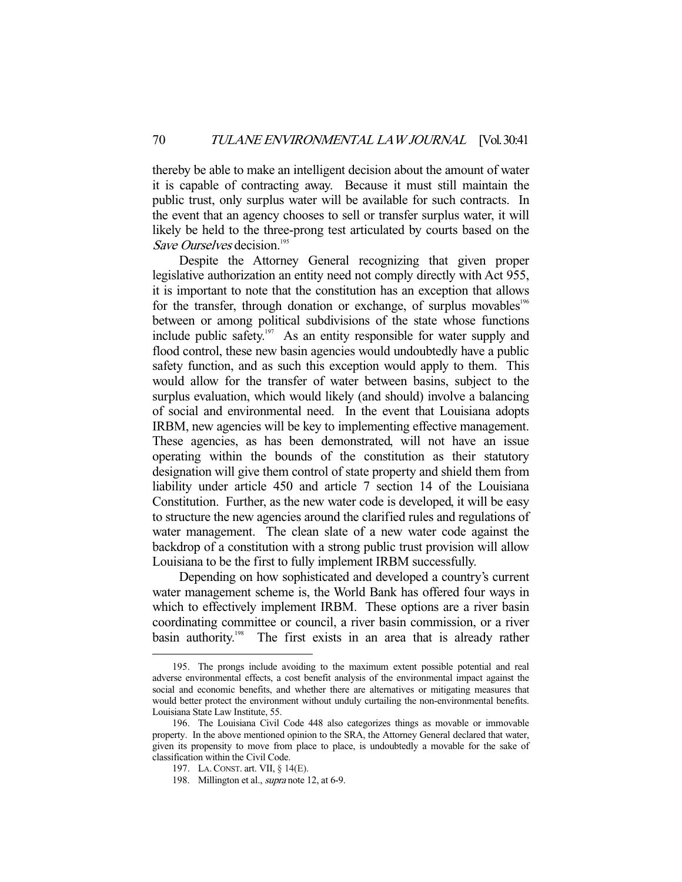thereby be able to make an intelligent decision about the amount of water it is capable of contracting away. Because it must still maintain the public trust, only surplus water will be available for such contracts. In the event that an agency chooses to sell or transfer surplus water, it will likely be held to the three-prong test articulated by courts based on the *Save Ourselves* decision.[195]

Despite the Attorney General recognizing that given proper legislative authorization an entity need not comply directly with Act 955, it is important to note that the constitution has an exception that allows for the transfer, through donation or exchange, of surplus movables[196] between or among political subdivisions of the state whose functions include public safety.[197] As an entity responsible for water supply and flood control, these new basin agencies would undoubtedly have a public safety function, and as such this exception would apply to them. This would allow for the transfer of water between basins, subject to the surplus evaluation, which would likely (and should) involve a balancing of social and environmental need. In the event that Louisiana adopts IRBM, new agencies will be key to implementing effective management. These agencies, as has been demonstrated, will not have an issue operating within the bounds of the constitution as their statutory designation will give them control of state property and shield them from liability under article 450 and article 7 section 14 of the Louisiana Constitution. Further, as the new water code is developed, it will be easy to structure the new agencies around the clarified rules and regulations of water management. The clean slate of a new water code against the backdrop of a constitution with a strong public trust provision will allow Louisiana to be the first to fully implement IRBM successfully.

Depending on how sophisticated and developed a country's current water management scheme is, the World Bank has offered four ways in which to effectively implement IRBM. These options are a river basin coordinating committee or council, a river basin commission, or a river basin authority.[198] The first exists in an area that is already rather

---

195. The prongs include avoiding to the maximum extent possible potential and real adverse environmental effects, a cost benefit analysis of the environmental impact against the social and economic benefits, and whether there are alternatives or mitigating measures that would better protect the environment without unduly curtailing the non-environmental benefits. Louisiana State Law Institute, 55.

196. The Louisiana Civil Code 448 also categorizes things as movable or immovable property. In the above mentioned opinion to the SRA, the Attorney General declared that water, given its propensity to move from place to place, is undoubtedly a movable for the sake of classification within the Civil Code.

197. LA. CONST. art. VII, § 14(E).

198. Millington et al., *supra* note 12, at 6-9.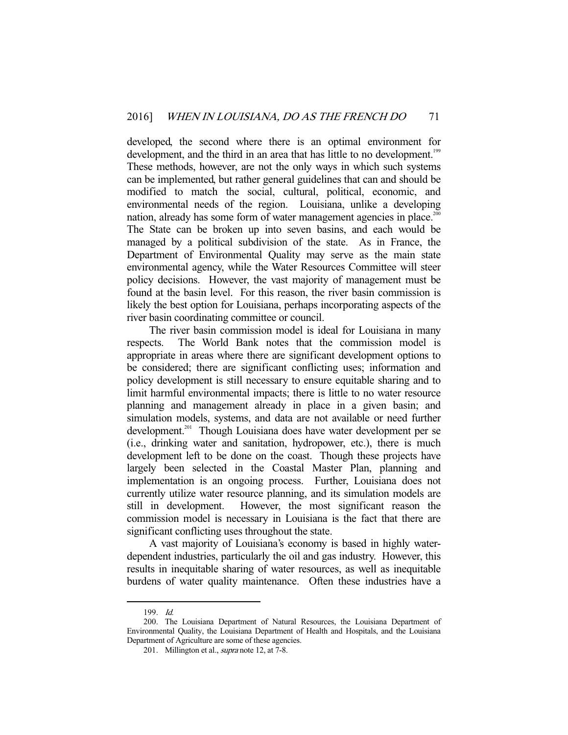developed, the second where there is an optimal environment for development, and the third in an area that has little to no development.[199] These methods, however, are not the only ways in which such systems can be implemented, but rather general guidelines that can and should be modified to match the social, cultural, political, economic, and environmental needs of the region. Louisiana, unlike a developing nation, already has some form of water management agencies in place.[200] The State can be broken up into seven basins, and each would be managed by a political subdivision of the state. As in France, the Department of Environmental Quality may serve as the main state environmental agency, while the Water Resources Committee will steer policy decisions. However, the vast majority of management must be found at the basin level. For this reason, the river basin commission is likely the best option for Louisiana, perhaps incorporating aspects of the river basin coordinating committee or council.

The river basin commission model is ideal for Louisiana in many respects. The World Bank notes that the commission model is appropriate in areas where there are significant development options to be considered; there are significant conflicting uses; information and policy development is still necessary to ensure equitable sharing and to limit harmful environmental impacts; there is little to no water resource planning and management already in place in a given basin; and simulation models, systems, and data are not available or need further development.[201] Though Louisiana does have water development per se (i.e., drinking water and sanitation, hydropower, etc.), there is much development left to be done on the coast. Though these projects have largely been selected in the Coastal Master Plan, planning and implementation is an ongoing process. Further, Louisiana does not currently utilize water resource planning, and its simulation models are still in development. However, the most significant reason the commission model is necessary in Louisiana is the fact that there are significant conflicting uses throughout the state.

A vast majority of Louisiana's economy is based in highly water-dependent industries, particularly the oil and gas industry. However, this results in inequitable sharing of water resources, as well as inequitable burdens of water quality maintenance. Often these industries have a

---

199. *Id.*

200. The Louisiana Department of Natural Resources, the Louisiana Department of Environmental Quality, the Louisiana Department of Health and Hospitals, and the Louisiana Department of Agriculture are some of these agencies.

201. Millington et al., *supra* note 12, at 7-8.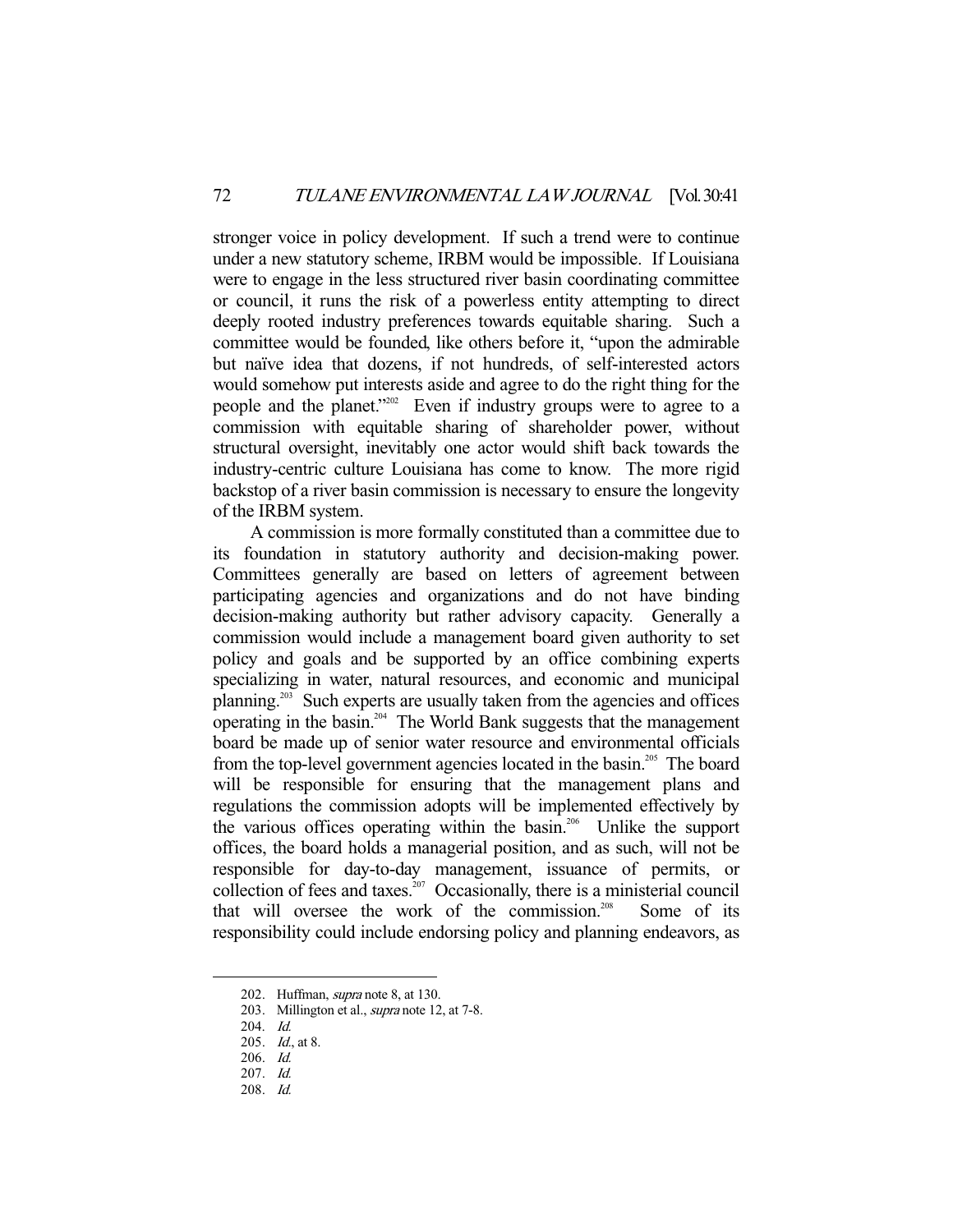stronger voice in policy development. If such a trend were to continue under a new statutory scheme, IRBM would be impossible. If Louisiana were to engage in the less structured river basin coordinating committee or council, it runs the risk of a powerless entity attempting to direct deeply rooted industry preferences towards equitable sharing. Such a committee would be founded, like others before it, "upon the admirable but naïve idea that dozens, if not hundreds, of self-interested actors would somehow put interests aside and agree to do the right thing for the people and the planet."[202] Even if industry groups were to agree to a commission with equitable sharing of shareholder power, without structural oversight, inevitably one actor would shift back towards the industry-centric culture Louisiana has come to know. The more rigid backstop of a river basin commission is necessary to ensure the longevity of the IRBM system.

A commission is more formally constituted than a committee due to its foundation in statutory authority and decision-making power. Committees generally are based on letters of agreement between participating agencies and organizations and do not have binding decision-making authority but rather advisory capacity. Generally a commission would include a management board given authority to set policy and goals and be supported by an office combining experts specializing in water, natural resources, and economic and municipal planning.[203] Such experts are usually taken from the agencies and offices operating in the basin.[204] The World Bank suggests that the management board be made up of senior water resource and environmental officials from the top-level government agencies located in the basin.[205] The board will be responsible for ensuring that the management plans and regulations the commission adopts will be implemented effectively by the various offices operating within the basin.[206] Unlike the support offices, the board holds a managerial position, and as such, will not be responsible for day-to-day management, issuance of permits, or collection of fees and taxes.[207] Occasionally, there is a ministerial council that will oversee the work of the commission.[208] Some of its responsibility could include endorsing policy and planning endeavors, as

---

202. Huffman, *supra* note 8, at 130.
203. Millington et al., *supra* note 12, at 7-8.
204. *Id.*
205. *Id.*, at 8.
206. *Id.*
207. *Id.*
208. *Id.*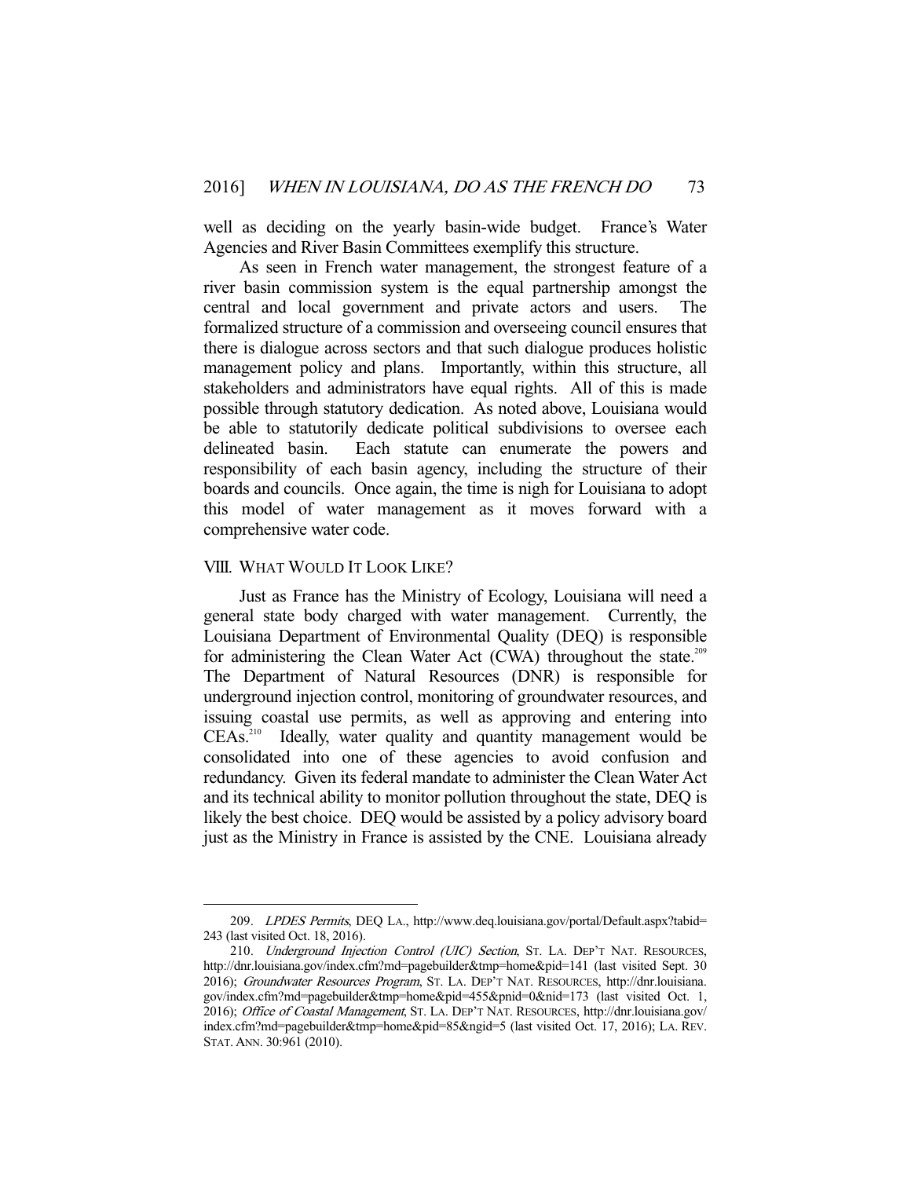well as deciding on the yearly basin-wide budget. France's Water Agencies and River Basin Committees exemplify this structure.

As seen in French water management, the strongest feature of a river basin commission system is the equal partnership amongst the central and local government and private actors and users. The formalized structure of a commission and overseeing council ensures that there is dialogue across sectors and that such dialogue produces holistic management policy and plans. Importantly, within this structure, all stakeholders and administrators have equal rights. All of this is made possible through statutory dedication. As noted above, Louisiana would be able to statutorily dedicate political subdivisions to oversee each delineated basin. Each statute can enumerate the powers and responsibility of each basin agency, including the structure of their boards and councils. Once again, the time is nigh for Louisiana to adopt this model of water management as it moves forward with a comprehensive water code.

## VIII. WHAT WOULD IT LOOK LIKE?

Just as France has the Ministry of Ecology, Louisiana will need a general state body charged with water management. Currently, the Louisiana Department of Environmental Quality (DEQ) is responsible for administering the Clean Water Act (CWA) throughout the state.[209] The Department of Natural Resources (DNR) is responsible for underground injection control, monitoring of groundwater resources, and issuing coastal use permits, as well as approving and entering into CEAs.[210] Ideally, water quality and quantity management would be consolidated into one of these agencies to avoid confusion and redundancy. Given its federal mandate to administer the Clean Water Act and its technical ability to monitor pollution throughout the state, DEQ is likely the best choice. DEQ would be assisted by a policy advisory board just as the Ministry in France is assisted by the CNE. Louisiana already

---

209. *LPDES Permits*, DEQ LA., http://www.deq.louisiana.gov/portal/Default.aspx?tabid=243 (last visited Oct. 18, 2016).

210. *Underground Injection Control (UIC) Section*, ST. LA. DEP'T NAT. RESOURCES, http://dnr.louisiana.gov/index.cfm?md=pagebuilder&tmp=home&pid=141 (last visited Sept. 30 2016); *Groundwater Resources Program*, ST. LA. DEP'T NAT. RESOURCES, http://dnr.louisiana.gov/index.cfm?md=pagebuilder&tmp=home&pid=455&pnid=0&nid=173 (last visited Oct. 1, 2016); *Office of Coastal Management*, ST. LA. DEP'T NAT. RESOURCES, http://dnr.louisiana.gov/index.cfm?md=pagebuilder&tmp=home&pid=85&ngid=5 (last visited Oct. 17, 2016); LA. REV. STAT. ANN. 30:961 (2010).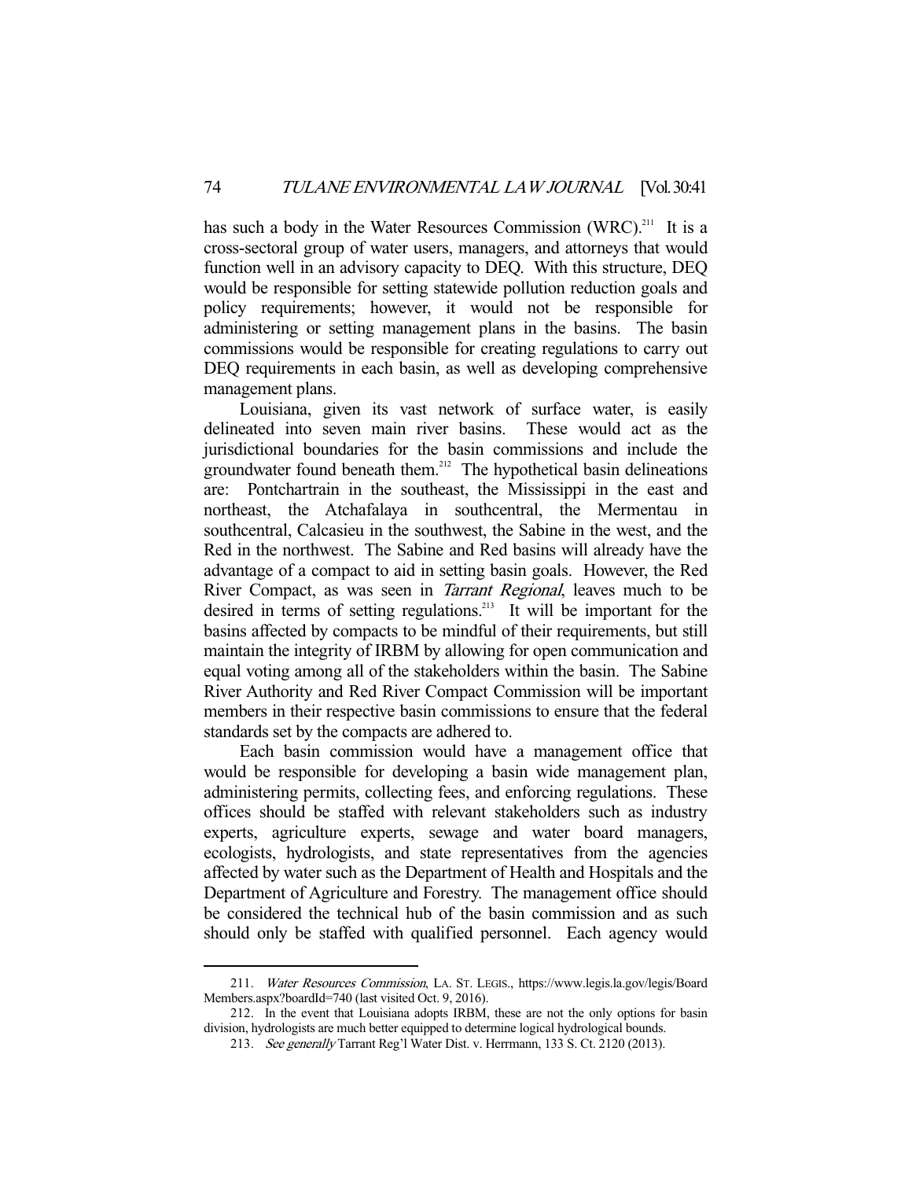has such a body in the Water Resources Commission (WRC).[211] It is a cross-sectoral group of water users, managers, and attorneys that would function well in an advisory capacity to DEQ. With this structure, DEQ would be responsible for setting statewide pollution reduction goals and policy requirements; however, it would not be responsible for administering or setting management plans in the basins. The basin commissions would be responsible for creating regulations to carry out DEQ requirements in each basin, as well as developing comprehensive management plans.

Louisiana, given its vast network of surface water, is easily delineated into seven main river basins. These would act as the jurisdictional boundaries for the basin commissions and include the groundwater found beneath them.[212] The hypothetical basin delineations are: Pontchartrain in the southeast, the Mississippi in the east and northeast, the Atchafalaya in southcentral, the Mermentau in southcentral, Calcasieu in the southwest, the Sabine in the west, and the Red in the northwest. The Sabine and Red basins will already have the advantage of a compact to aid in setting basin goals. However, the Red River Compact, as was seen in *Tarrant Regional*, leaves much to be desired in terms of setting regulations.[213] It will be important for the basins affected by compacts to be mindful of their requirements, but still maintain the integrity of IRBM by allowing for open communication and equal voting among all of the stakeholders within the basin. The Sabine River Authority and Red River Compact Commission will be important members in their respective basin commissions to ensure that the federal standards set by the compacts are adhered to.

Each basin commission would have a management office that would be responsible for developing a basin wide management plan, administering permits, collecting fees, and enforcing regulations. These offices should be staffed with relevant stakeholders such as industry experts, agriculture experts, sewage and water board managers, ecologists, hydrologists, and state representatives from the agencies affected by water such as the Department of Health and Hospitals and the Department of Agriculture and Forestry. The management office should be considered the technical hub of the basin commission and as such should only be staffed with qualified personnel. Each agency would

---

211. *Water Resources Commission*, LA. ST. LEGIS., https://www.legis.la.gov/legis/BoardMembers.aspx?boardId=740 (last visited Oct. 9, 2016).

212. In the event that Louisiana adopts IRBM, these are not the only options for basin division, hydrologists are much better equipped to determine logical hydrological bounds.

213. *See generally* Tarrant Reg'l Water Dist. v. Herrmann, 133 S. Ct. 2120 (2013).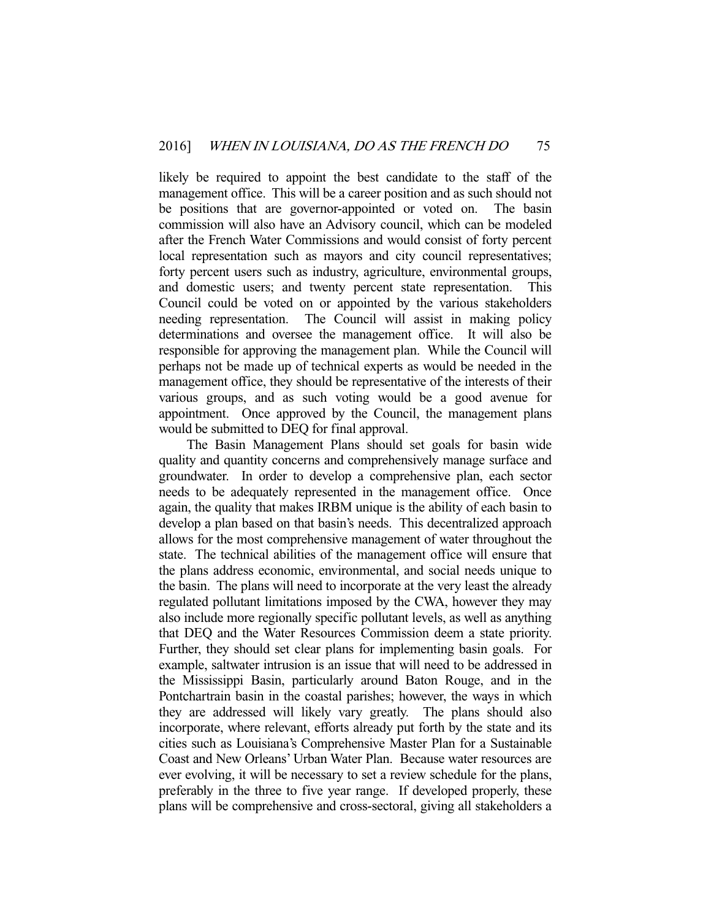likely be required to appoint the best candidate to the staff of the management office. This will be a career position and as such should not be positions that are governor-appointed or voted on. The basin commission will also have an Advisory council, which can be modeled after the French Water Commissions and would consist of forty percent local representation such as mayors and city council representatives; forty percent users such as industry, agriculture, environmental groups, and domestic users; and twenty percent state representation. This Council could be voted on or appointed by the various stakeholders needing representation. The Council will assist in making policy determinations and oversee the management office. It will also be responsible for approving the management plan. While the Council will perhaps not be made up of technical experts as would be needed in the management office, they should be representative of the interests of their various groups, and as such voting would be a good avenue for appointment. Once approved by the Council, the management plans would be submitted to DEQ for final approval.

The Basin Management Plans should set goals for basin wide quality and quantity concerns and comprehensively manage surface and groundwater. In order to develop a comprehensive plan, each sector needs to be adequately represented in the management office. Once again, the quality that makes IRBM unique is the ability of each basin to develop a plan based on that basin's needs. This decentralized approach allows for the most comprehensive management of water throughout the state. The technical abilities of the management office will ensure that the plans address economic, environmental, and social needs unique to the basin. The plans will need to incorporate at the very least the already regulated pollutant limitations imposed by the CWA, however they may also include more regionally specific pollutant levels, as well as anything that DEQ and the Water Resources Commission deem a state priority. Further, they should set clear plans for implementing basin goals. For example, saltwater intrusion is an issue that will need to be addressed in the Mississippi Basin, particularly around Baton Rouge, and in the Pontchartrain basin in the coastal parishes; however, the ways in which they are addressed will likely vary greatly. The plans should also incorporate, where relevant, efforts already put forth by the state and its cities such as Louisiana's Comprehensive Master Plan for a Sustainable Coast and New Orleans' Urban Water Plan. Because water resources are ever evolving, it will be necessary to set a review schedule for the plans, preferably in the three to five year range. If developed properly, these plans will be comprehensive and cross-sectoral, giving all stakeholders a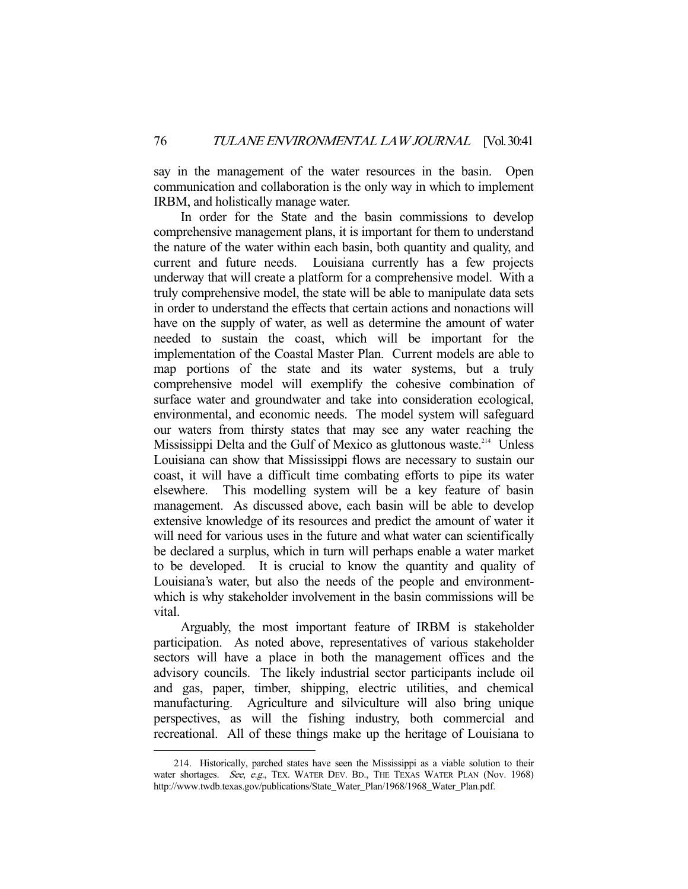say in the management of the water resources in the basin. Open communication and collaboration is the only way in which to implement IRBM, and holistically manage water.

In order for the State and the basin commissions to develop comprehensive management plans, it is important for them to understand the nature of the water within each basin, both quantity and quality, and current and future needs. Louisiana currently has a few projects underway that will create a platform for a comprehensive model. With a truly comprehensive model, the state will be able to manipulate data sets in order to understand the effects that certain actions and nonactions will have on the supply of water, as well as determine the amount of water needed to sustain the coast, which will be important for the implementation of the Coastal Master Plan. Current models are able to map portions of the state and its water systems, but a truly comprehensive model will exemplify the cohesive combination of surface water and groundwater and take into consideration ecological, environmental, and economic needs. The model system will safeguard our waters from thirsty states that may see any water reaching the Mississippi Delta and the Gulf of Mexico as gluttonous waste.[214] Unless Louisiana can show that Mississippi flows are necessary to sustain our coast, it will have a difficult time combating efforts to pipe its water elsewhere. This modelling system will be a key feature of basin management. As discussed above, each basin will be able to develop extensive knowledge of its resources and predict the amount of water it will need for various uses in the future and what water can scientifically be declared a surplus, which in turn will perhaps enable a water market to be developed. It is crucial to know the quantity and quality of Louisiana's water, but also the needs of the people and environment-which is why stakeholder involvement in the basin commissions will be vital.

Arguably, the most important feature of IRBM is stakeholder participation. As noted above, representatives of various stakeholder sectors will have a place in both the management offices and the advisory councils. The likely industrial sector participants include oil and gas, paper, timber, shipping, electric utilities, and chemical manufacturing. Agriculture and silviculture will also bring unique perspectives, as will the fishing industry, both commercial and recreational. All of these things make up the heritage of Louisiana to

---

214. Historically, parched states have seen the Mississippi as a viable solution to their water shortages. *See, e.g.*, TEX. WATER DEV. BD., THE TEXAS WATER PLAN (Nov. 1968) http://www.twdb.texas.gov/publications/State_Water_Plan/1968/1968_Water_Plan.pdf.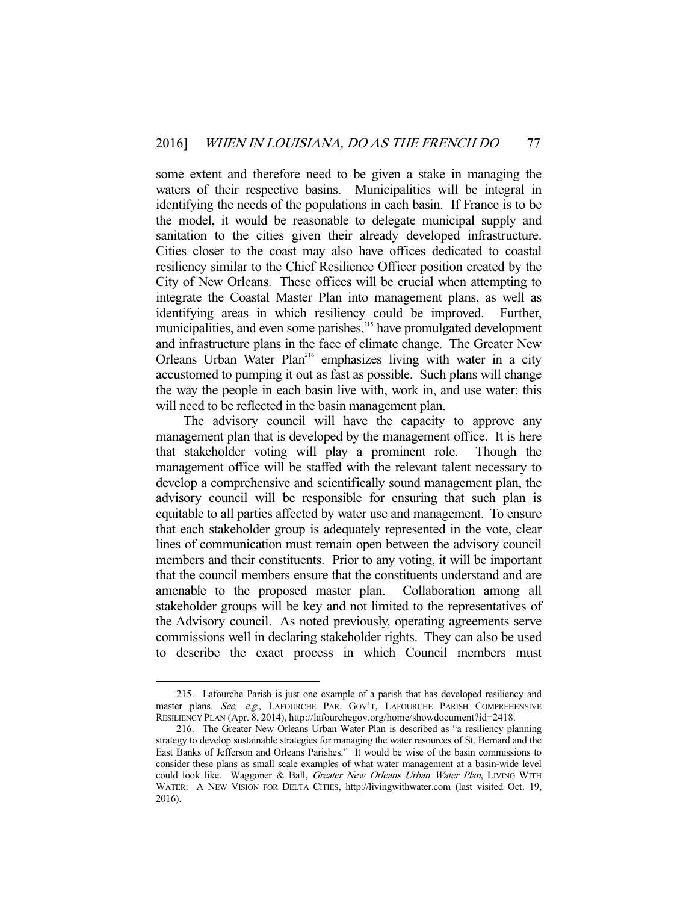some extent and therefore need to be given a stake in managing the waters of their respective basins. Municipalities will be integral in identifying the needs of the populations in each basin. If France is to be the model, it would be reasonable to delegate municipal supply and sanitation to the cities given their already developed infrastructure. Cities closer to the coast may also have offices dedicated to coastal resiliency similar to the Chief Resilience Officer position created by the City of New Orleans. These offices will be crucial when attempting to integrate the Coastal Master Plan into management plans, as well as identifying areas in which resiliency could be improved. Further, municipalities, and even some parishes,[215] have promulgated development and infrastructure plans in the face of climate change. The Greater New Orleans Urban Water Plan[216] emphasizes living with water in a city accustomed to pumping it out as fast as possible. Such plans will change the way the people in each basin live with, work in, and use water; this will need to be reflected in the basin management plan.

The advisory council will have the capacity to approve any management plan that is developed by the management office. It is here that stakeholder voting will play a prominent role. Though the management office will be staffed with the relevant talent necessary to develop a comprehensive and scientifically sound management plan, the advisory council will be responsible for ensuring that such plan is equitable to all parties affected by water use and management. To ensure that each stakeholder group is adequately represented in the vote, clear lines of communication must remain open between the advisory council members and their constituents. Prior to any voting, it will be important that the council members ensure that the constituents understand and are amenable to the proposed master plan. Collaboration among all stakeholder groups will be key and not limited to the representatives of the Advisory council. As noted previously, operating agreements serve commissions well in declaring stakeholder rights. They can also be used to describe the exact process in which Council members must

---

215. Lafourche Parish is just one example of a parish that has developed resiliency and master plans. *See, e.g.*, LAFOURCHE PAR. GOV'T, LAFOURCHE PARISH COMPREHENSIVE RESILIENCY PLAN (Apr. 8, 2014), http://lafourchegov.org/home/showdocument?id=2418.

216. The Greater New Orleans Urban Water Plan is described as "a resiliency planning strategy to develop sustainable strategies for managing the water resources of St. Bernard and the East Banks of Jefferson and Orleans Parishes." It would be wise of the basin commissions to consider these plans as small scale examples of what water management at a basin-wide level could look like. Waggoner & Ball, *Greater New Orleans Urban Water Plan*, LIVING WITH WATER: A NEW VISION FOR DELTA CITIES, http://livingwithwater.com (last visited Oct. 19, 2016).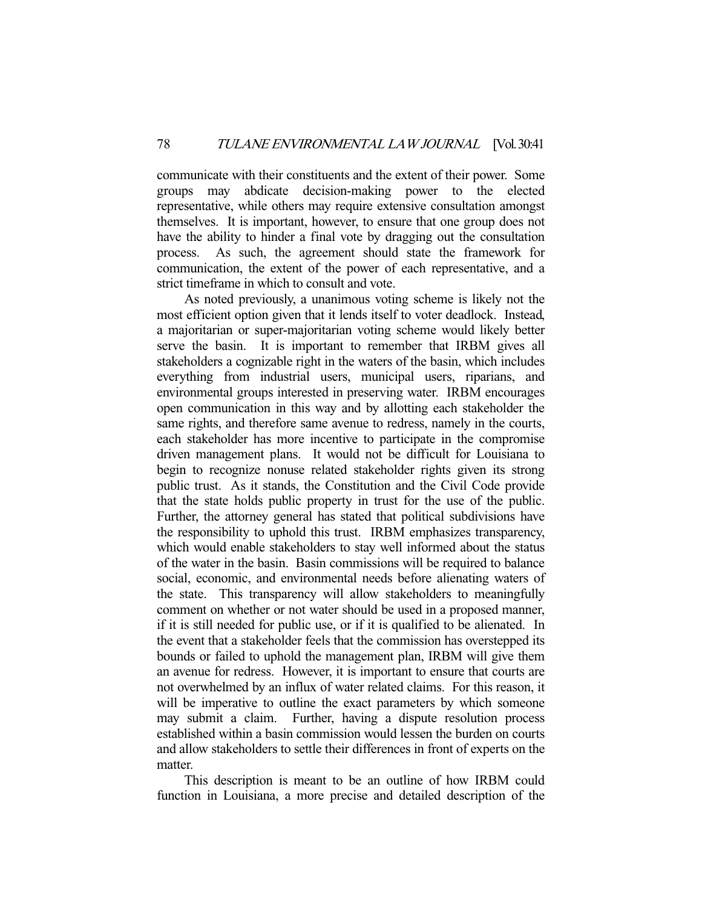communicate with their constituents and the extent of their power. Some groups may abdicate decision-making power to the elected representative, while others may require extensive consultation amongst themselves. It is important, however, to ensure that one group does not have the ability to hinder a final vote by dragging out the consultation process. As such, the agreement should state the framework for communication, the extent of the power of each representative, and a strict timeframe in which to consult and vote.

As noted previously, a unanimous voting scheme is likely not the most efficient option given that it lends itself to voter deadlock. Instead, a majoritarian or super-majoritarian voting scheme would likely better serve the basin. It is important to remember that IRBM gives all stakeholders a cognizable right in the waters of the basin, which includes everything from industrial users, municipal users, riparians, and environmental groups interested in preserving water. IRBM encourages open communication in this way and by allotting each stakeholder the same rights, and therefore same avenue to redress, namely in the courts, each stakeholder has more incentive to participate in the compromise driven management plans. It would not be difficult for Louisiana to begin to recognize nonuse related stakeholder rights given its strong public trust. As it stands, the Constitution and the Civil Code provide that the state holds public property in trust for the use of the public. Further, the attorney general has stated that political subdivisions have the responsibility to uphold this trust. IRBM emphasizes transparency, which would enable stakeholders to stay well informed about the status of the water in the basin. Basin commissions will be required to balance social, economic, and environmental needs before alienating waters of the state. This transparency will allow stakeholders to meaningfully comment on whether or not water should be used in a proposed manner, if it is still needed for public use, or if it is qualified to be alienated. In the event that a stakeholder feels that the commission has overstepped its bounds or failed to uphold the management plan, IRBM will give them an avenue for redress. However, it is important to ensure that courts are not overwhelmed by an influx of water related claims. For this reason, it will be imperative to outline the exact parameters by which someone may submit a claim. Further, having a dispute resolution process established within a basin commission would lessen the burden on courts and allow stakeholders to settle their differences in front of experts on the matter.

This description is meant to be an outline of how IRBM could function in Louisiana, a more precise and detailed description of the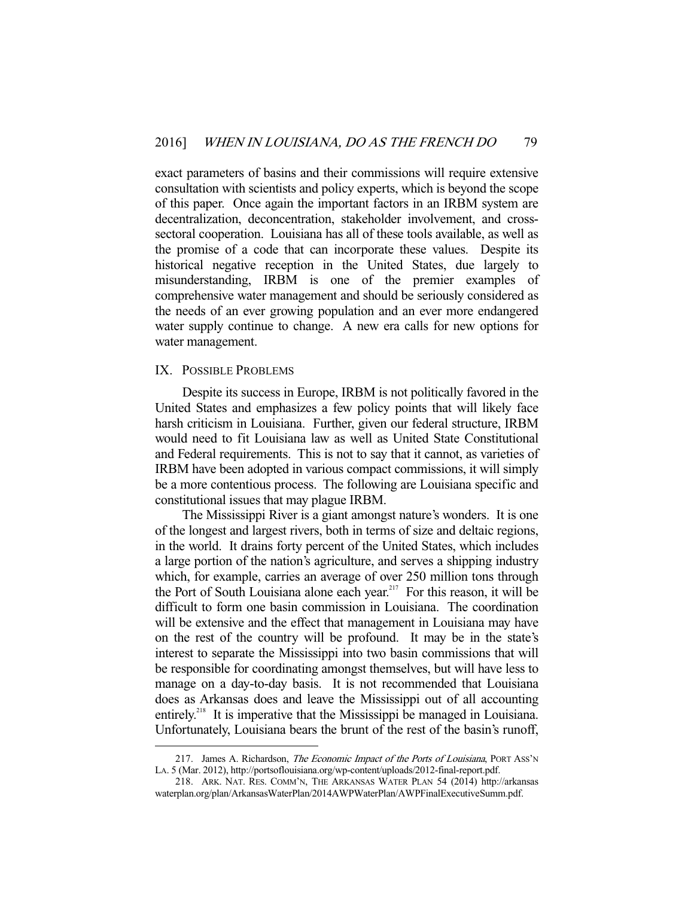exact parameters of basins and their commissions will require extensive consultation with scientists and policy experts, which is beyond the scope of this paper. Once again the important factors in an IRBM system are decentralization, deconcentration, stakeholder involvement, and cross-sectoral cooperation. Louisiana has all of these tools available, as well as the promise of a code that can incorporate these values. Despite its historical negative reception in the United States, due largely to misunderstanding, IRBM is one of the premier examples of comprehensive water management and should be seriously considered as the needs of an ever growing population and an ever more endangered water supply continue to change. A new era calls for new options for water management.

## IX. POSSIBLE PROBLEMS

Despite its success in Europe, IRBM is not politically favored in the United States and emphasizes a few policy points that will likely face harsh criticism in Louisiana. Further, given our federal structure, IRBM would need to fit Louisiana law as well as United State Constitutional and Federal requirements. This is not to say that it cannot, as varieties of IRBM have been adopted in various compact commissions, it will simply be a more contentious process. The following are Louisiana specific and constitutional issues that may plague IRBM.

The Mississippi River is a giant amongst nature's wonders. It is one of the longest and largest rivers, both in terms of size and deltaic regions, in the world. It drains forty percent of the United States, which includes a large portion of the nation's agriculture, and serves a shipping industry which, for example, carries an average of over 250 million tons through the Port of South Louisiana alone each year.[217] For this reason, it will be difficult to form one basin commission in Louisiana. The coordination will be extensive and the effect that management in Louisiana may have on the rest of the country will be profound. It may be in the state's interest to separate the Mississippi into two basin commissions that will be responsible for coordinating amongst themselves, but will have less to manage on a day-to-day basis. It is not recommended that Louisiana does as Arkansas does and leave the Mississippi out of all accounting entirely.[218] It is imperative that the Mississippi be managed in Louisiana. Unfortunately, Louisiana bears the brunt of the rest of the basin's runoff,

---

217. James A. Richardson, *The Economic Impact of the Ports of Louisiana*, PORT ASS'N LA. 5 (Mar. 2012), http://portsoflouisiana.org/wp-content/uploads/2012-final-report.pdf.

218. ARK. NAT. RES. COMM'N, THE ARKANSAS WATER PLAN 54 (2014) http://arkansaswaterplan.org/plan/ArkansasWaterPlan/2014AWPWaterPlan/AWPFinalExecutiveSumm.pdf.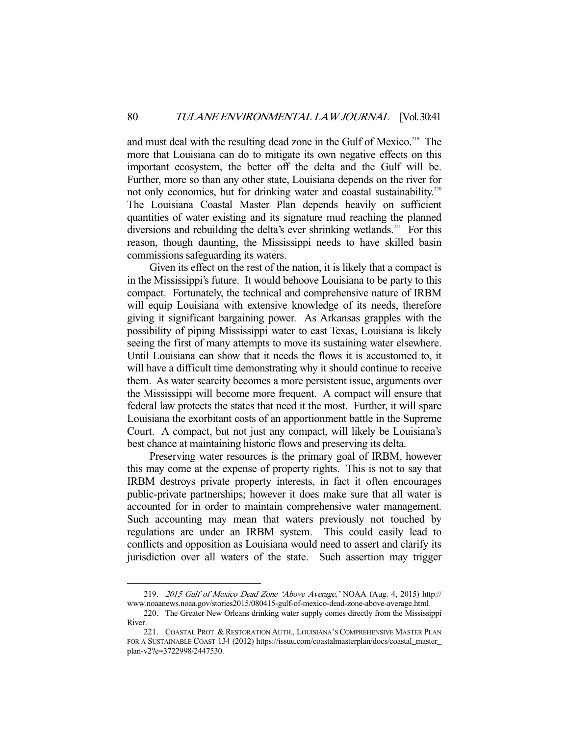and must deal with the resulting dead zone in the Gulf of Mexico.[219] The more that Louisiana can do to mitigate its own negative effects on this important ecosystem, the better off the delta and the Gulf will be. Further, more so than any other state, Louisiana depends on the river for not only economics, but for drinking water and coastal sustainability.[220] The Louisiana Coastal Master Plan depends heavily on sufficient quantities of water existing and its signature mud reaching the planned diversions and rebuilding the delta's ever shrinking wetlands.[221] For this reason, though daunting, the Mississippi needs to have skilled basin commissions safeguarding its waters.

Given its effect on the rest of the nation, it is likely that a compact is in the Mississippi's future. It would behoove Louisiana to be party to this compact. Fortunately, the technical and comprehensive nature of IRBM will equip Louisiana with extensive knowledge of its needs, therefore giving it significant bargaining power. As Arkansas grapples with the possibility of piping Mississippi water to east Texas, Louisiana is likely seeing the first of many attempts to move its sustaining water elsewhere. Until Louisiana can show that it needs the flows it is accustomed to, it will have a difficult time demonstrating why it should continue to receive them. As water scarcity becomes a more persistent issue, arguments over the Mississippi will become more frequent. A compact will ensure that federal law protects the states that need it the most. Further, it will spare Louisiana the exorbitant costs of an apportionment battle in the Supreme Court. A compact, but not just any compact, will likely be Louisiana's best chance at maintaining historic flows and preserving its delta.

Preserving water resources is the primary goal of IRBM, however this may come at the expense of property rights. This is not to say that IRBM destroys private property interests, in fact it often encourages public-private partnerships; however it does make sure that all water is accounted for in order to maintain comprehensive water management. Such accounting may mean that waters previously not touched by regulations are under an IRBM system. This could easily lead to conflicts and opposition as Louisiana would need to assert and clarify its jurisdiction over all waters of the state. Such assertion may trigger

---

219. *2015 Gulf of Mexico Dead Zone 'Above Average,'* NOAA (Aug. 4, 2015) http://www.noaanews.noaa.gov/stories2015/080415-gulf-of-mexico-dead-zone-above-average.html.

220. The Greater New Orleans drinking water supply comes directly from the Mississippi River.

221. COASTAL PROT. & RESTORATION AUTH., LOUISIANA'S COMPREHENSIVE MASTER PLAN FOR A SUSTAINABLE COAST 134 (2012) https://issuu.com/coastalmasterplan/docs/coastal_master_plan-v2?e=3722998/2447530.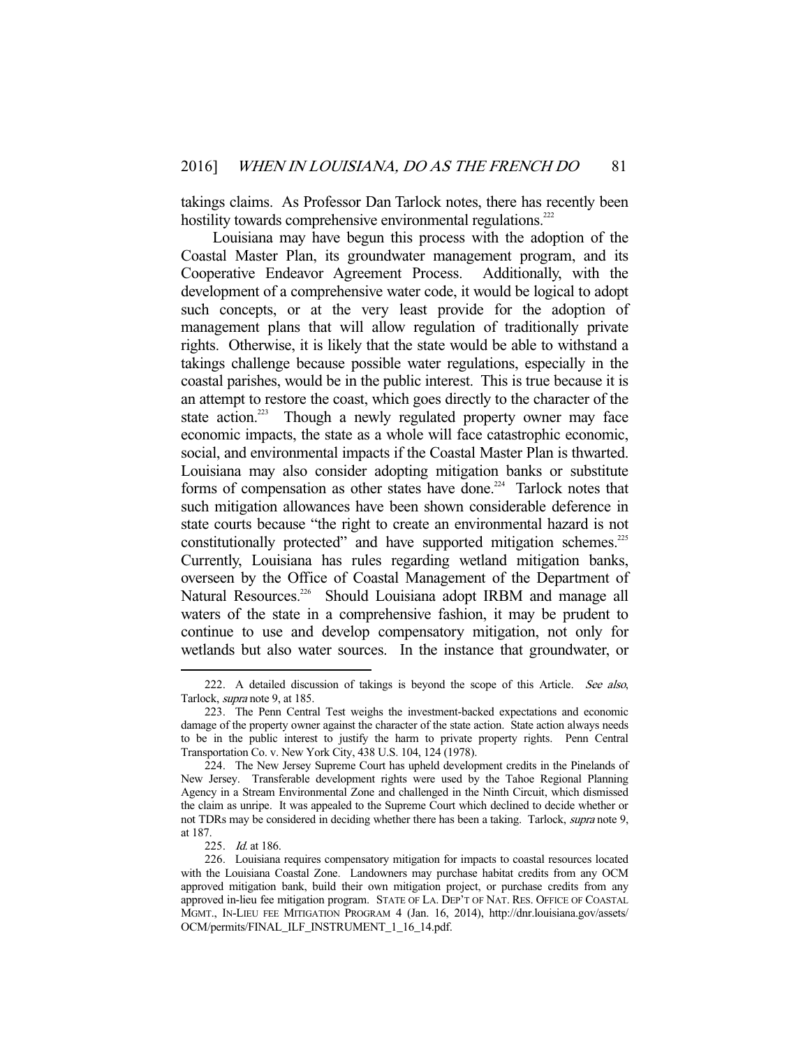takings claims. As Professor Dan Tarlock notes, there has recently been hostility towards comprehensive environmental regulations.[222]

Louisiana may have begun this process with the adoption of the Coastal Master Plan, its groundwater management program, and its Cooperative Endeavor Agreement Process. Additionally, with the development of a comprehensive water code, it would be logical to adopt such concepts, or at the very least provide for the adoption of management plans that will allow regulation of traditionally private rights. Otherwise, it is likely that the state would be able to withstand a takings challenge because possible water regulations, especially in the coastal parishes, would be in the public interest. This is true because it is an attempt to restore the coast, which goes directly to the character of the state action.[223] Though a newly regulated property owner may face economic impacts, the state as a whole will face catastrophic economic, social, and environmental impacts if the Coastal Master Plan is thwarted. Louisiana may also consider adopting mitigation banks or substitute forms of compensation as other states have done.[224] Tarlock notes that such mitigation allowances have been shown considerable deference in state courts because "the right to create an environmental hazard is not constitutionally protected" and have supported mitigation schemes.[225] Currently, Louisiana has rules regarding wetland mitigation banks, overseen by the Office of Coastal Management of the Department of Natural Resources.[226] Should Louisiana adopt IRBM and manage all waters of the state in a comprehensive fashion, it may be prudent to continue to use and develop compensatory mitigation, not only for wetlands but also water sources. In the instance that groundwater, or

---

222. A detailed discussion of takings is beyond the scope of this Article. *See also*, Tarlock, *supra* note 9, at 185.

223. The Penn Central Test weighs the investment-backed expectations and economic damage of the property owner against the character of the state action. State action always needs to be in the public interest to justify the harm to private property rights. Penn Central Transportation Co. v. New York City, 438 U.S. 104, 124 (1978).

224. The New Jersey Supreme Court has upheld development credits in the Pinelands of New Jersey. Transferable development rights were used by the Tahoe Regional Planning Agency in a Stream Environmental Zone and challenged in the Ninth Circuit, which dismissed the claim as unripe. It was appealed to the Supreme Court which declined to decide whether or not TDRs may be considered in deciding whether there has been a taking. Tarlock, *supra* note 9, at 187.

225. *Id.* at 186.

226. Louisiana requires compensatory mitigation for impacts to coastal resources located with the Louisiana Coastal Zone. Landowners may purchase habitat credits from any OCM approved mitigation bank, build their own mitigation project, or purchase credits from any approved in-lieu fee mitigation program. STATE OF LA. DEP'T OF NAT. RES. OFFICE OF COASTAL MGMT., IN-LIEU FEE MITIGATION PROGRAM 4 (Jan. 16, 2014), http://dnr.louisiana.gov/assets/OCM/permits/FINAL_ILF_INSTRUMENT_1_16_14.pdf.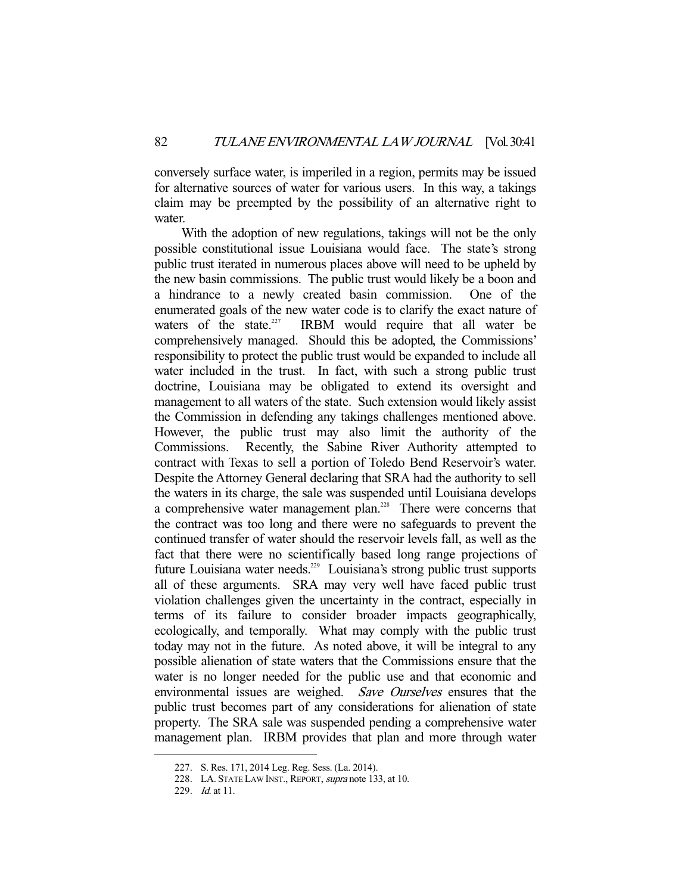conversely surface water, is imperiled in a region, permits may be issued for alternative sources of water for various users. In this way, a takings claim may be preempted by the possibility of an alternative right to water.

With the adoption of new regulations, takings will not be the only possible constitutional issue Louisiana would face. The state's strong public trust iterated in numerous places above will need to be upheld by the new basin commissions. The public trust would likely be a boon and a hindrance to a newly created basin commission. One of the enumerated goals of the new water code is to clarify the exact nature of waters of the state.[227] IRBM would require that all water be comprehensively managed. Should this be adopted, the Commissions' responsibility to protect the public trust would be expanded to include all water included in the trust. In fact, with such a strong public trust doctrine, Louisiana may be obligated to extend its oversight and management to all waters of the state. Such extension would likely assist the Commission in defending any takings challenges mentioned above. However, the public trust may also limit the authority of the Commissions. Recently, the Sabine River Authority attempted to contract with Texas to sell a portion of Toledo Bend Reservoir's water. Despite the Attorney General declaring that SRA had the authority to sell the waters in its charge, the sale was suspended until Louisiana develops a comprehensive water management plan.[228] There were concerns that the contract was too long and there were no safeguards to prevent the continued transfer of water should the reservoir levels fall, as well as the fact that there were no scientifically based long range projections of future Louisiana water needs.[229] Louisiana's strong public trust supports all of these arguments. SRA may very well have faced public trust violation challenges given the uncertainty in the contract, especially in terms of its failure to consider broader impacts geographically, ecologically, and temporally. What may comply with the public trust today may not in the future. As noted above, it will be integral to any possible alienation of state waters that the Commissions ensure that the water is no longer needed for the public use and that economic and environmental issues are weighed. *Save Ourselves* ensures that the public trust becomes part of any considerations for alienation of state property. The SRA sale was suspended pending a comprehensive water management plan. IRBM provides that plan and more through water

---

227. S. Res. 171, 2014 Leg. Reg. Sess. (La. 2014).

228. LA. STATE LAW INST., REPORT, *supra* note 133, at 10.

229. *Id.* at 11.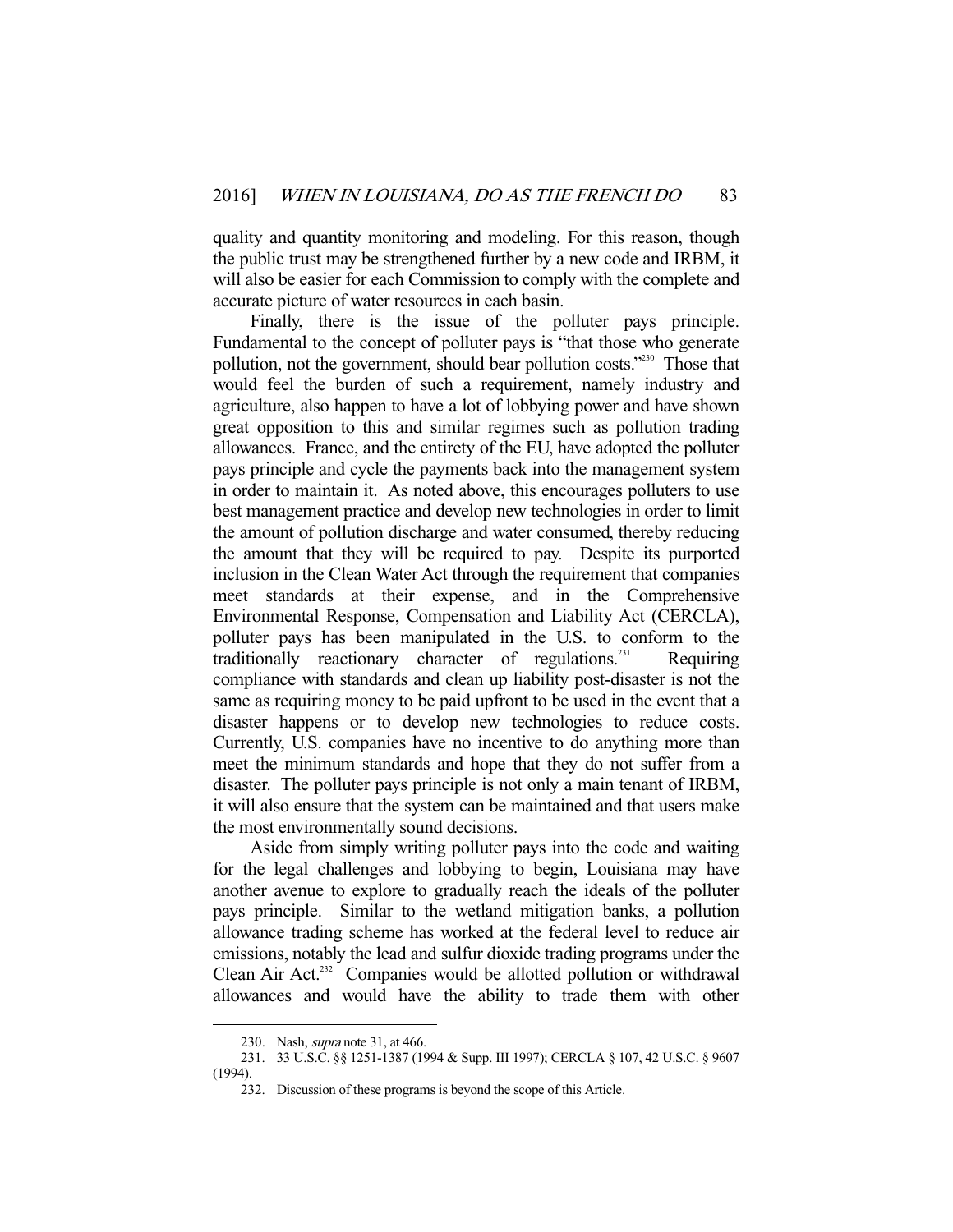quality and quantity monitoring and modeling. For this reason, though the public trust may be strengthened further by a new code and IRBM, it will also be easier for each Commission to comply with the complete and accurate picture of water resources in each basin.

Finally, there is the issue of the polluter pays principle. Fundamental to the concept of polluter pays is "that those who generate pollution, not the government, should bear pollution costs."[230] Those that would feel the burden of such a requirement, namely industry and agriculture, also happen to have a lot of lobbying power and have shown great opposition to this and similar regimes such as pollution trading allowances. France, and the entirety of the EU, have adopted the polluter pays principle and cycle the payments back into the management system in order to maintain it. As noted above, this encourages polluters to use best management practice and develop new technologies in order to limit the amount of pollution discharge and water consumed, thereby reducing the amount that they will be required to pay. Despite its purported inclusion in the Clean Water Act through the requirement that companies meet standards at their expense, and in the Comprehensive Environmental Response, Compensation and Liability Act (CERCLA), polluter pays has been manipulated in the U.S. to conform to the traditionally reactionary character of regulations.[231] Requiring compliance with standards and clean up liability post-disaster is not the same as requiring money to be paid upfront to be used in the event that a disaster happens or to develop new technologies to reduce costs. Currently, U.S. companies have no incentive to do anything more than meet the minimum standards and hope that they do not suffer from a disaster. The polluter pays principle is not only a main tenant of IRBM, it will also ensure that the system can be maintained and that users make the most environmentally sound decisions.

Aside from simply writing polluter pays into the code and waiting for the legal challenges and lobbying to begin, Louisiana may have another avenue to explore to gradually reach the ideals of the polluter pays principle. Similar to the wetland mitigation banks, a pollution allowance trading scheme has worked at the federal level to reduce air emissions, notably the lead and sulfur dioxide trading programs under the Clean Air Act.[232] Companies would be allotted pollution or withdrawal allowances and would have the ability to trade them with other

---

230. Nash, *supra* note 31, at 466.

231. 33 U.S.C. §§ 1251-1387 (1994 & Supp. III 1997); CERCLA § 107, 42 U.S.C. § 9607 (1994).

232. Discussion of these programs is beyond the scope of this Article.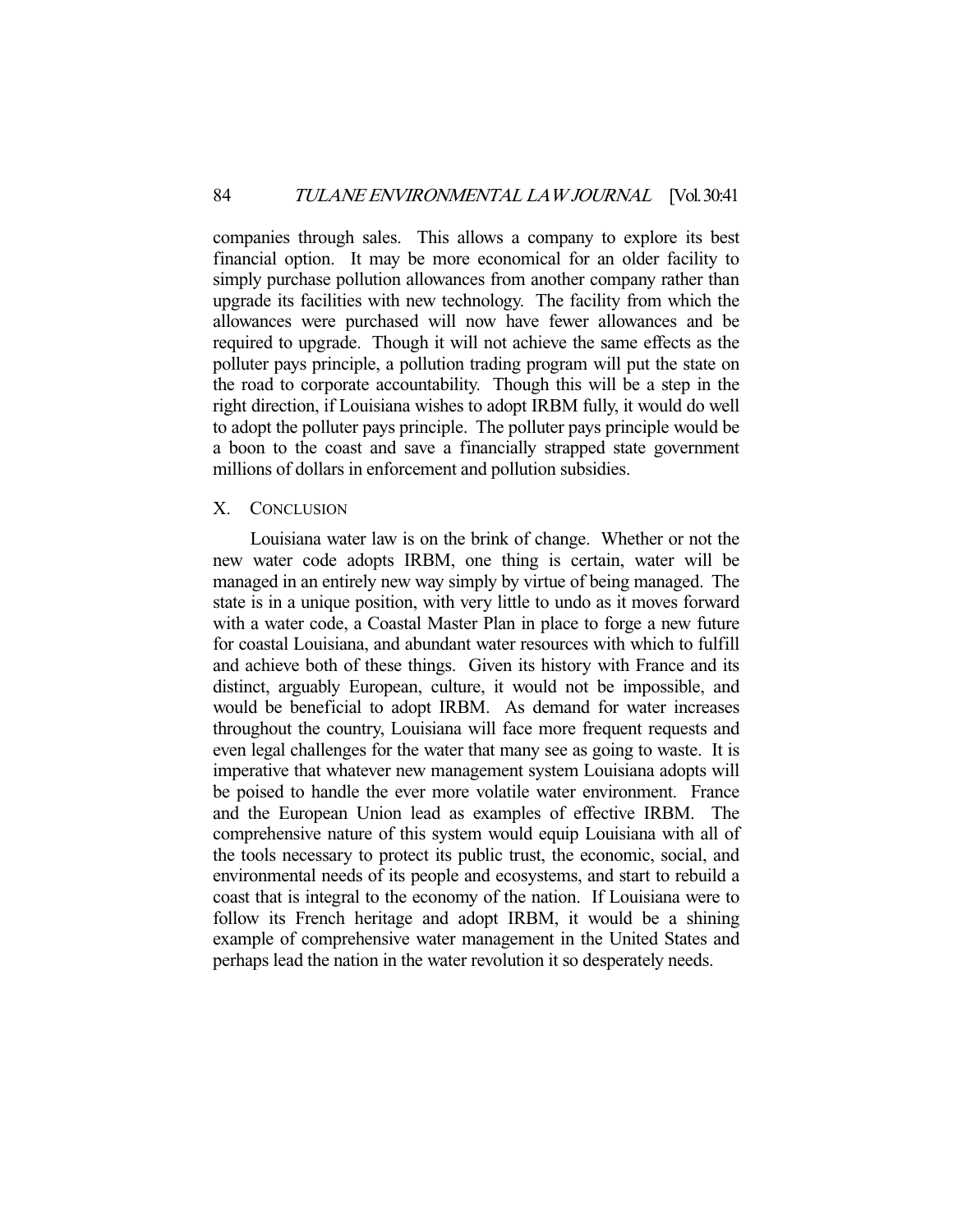companies through sales. This allows a company to explore its best financial option. It may be more economical for an older facility to simply purchase pollution allowances from another company rather than upgrade its facilities with new technology. The facility from which the allowances were purchased will now have fewer allowances and be required to upgrade. Though it will not achieve the same effects as the polluter pays principle, a pollution trading program will put the state on the road to corporate accountability. Though this will be a step in the right direction, if Louisiana wishes to adopt IRBM fully, it would do well to adopt the polluter pays principle. The polluter pays principle would be a boon to the coast and save a financially strapped state government millions of dollars in enforcement and pollution subsidies.

## X. CONCLUSION

Louisiana water law is on the brink of change. Whether or not the new water code adopts IRBM, one thing is certain, water will be managed in an entirely new way simply by virtue of being managed. The state is in a unique position, with very little to undo as it moves forward with a water code, a Coastal Master Plan in place to forge a new future for coastal Louisiana, and abundant water resources with which to fulfill and achieve both of these things. Given its history with France and its distinct, arguably European, culture, it would not be impossible, and would be beneficial to adopt IRBM. As demand for water increases throughout the country, Louisiana will face more frequent requests and even legal challenges for the water that many see as going to waste. It is imperative that whatever new management system Louisiana adopts will be poised to handle the ever more volatile water environment. France and the European Union lead as examples of effective IRBM. The comprehensive nature of this system would equip Louisiana with all of the tools necessary to protect its public trust, the economic, social, and environmental needs of its people and ecosystems, and start to rebuild a coast that is integral to the economy of the nation. If Louisiana were to follow its French heritage and adopt IRBM, it would be a shining example of comprehensive water management in the United States and perhaps lead the nation in the water revolution it so desperately needs.